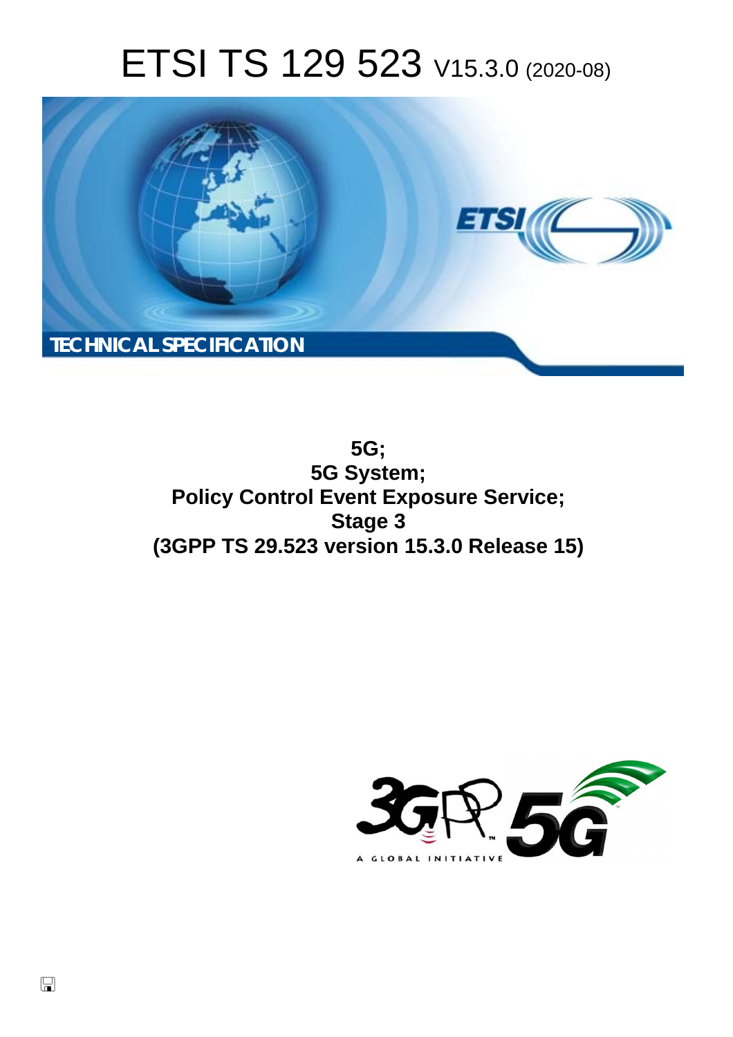# ETSI TS 129 523 V15.3.0 (2020-08)

**TECHNICAL SPECIFICATION**

**5G;**
**5G System;**
**Policy Control Event Exposure Service;**
**Stage 3**
**(3GPP TS 29.523 version 15.3.0 Release 15)**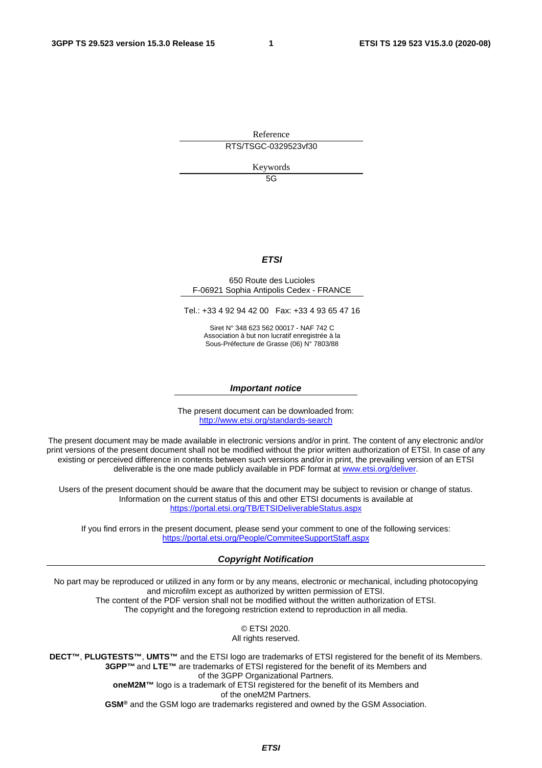Reference

RTS/TSGC-0329523vf30

Keywords

5G

***ETSI***

650 Route des Lucioles
F-06921 Sophia Antipolis Cedex - FRANCE

Tel.: +33 4 92 94 42 00   Fax: +33 4 93 65 47 16

Siret N° 348 623 562 00017 - NAF 742 C
Association à but non lucratif enregistrée à la
Sous-Préfecture de Grasse (06) N° 7803/88

***Important notice***

The present document can be downloaded from:
http://www.etsi.org/standards-search

The present document may be made available in electronic versions and/or in print. The content of any electronic and/or print versions of the present document shall not be modified without the prior written authorization of ETSI. In case of any existing or perceived difference in contents between such versions and/or in print, the prevailing version of an ETSI deliverable is the one made publicly available in PDF format at www.etsi.org/deliver.

Users of the present document should be aware that the document may be subject to revision or change of status. Information on the current status of this and other ETSI documents is available at
https://portal.etsi.org/TB/ETSIDeliverableStatus.aspx

If you find errors in the present document, please send your comment to one of the following services:
https://portal.etsi.org/People/CommiteeSupportStaff.aspx

***Copyright Notification***

No part may be reproduced or utilized in any form or by any means, electronic or mechanical, including photocopying and microfilm except as authorized by written permission of ETSI.
The content of the PDF version shall not be modified without the written authorization of ETSI.
The copyright and the foregoing restriction extend to reproduction in all media.

© ETSI 2020.
All rights reserved.

**DECT™**, **PLUGTESTS™**, **UMTS™** and the ETSI logo are trademarks of ETSI registered for the benefit of its Members.
**3GPP™** and **LTE™** are trademarks of ETSI registered for the benefit of its Members and of the 3GPP Organizational Partners.
**oneM2M™** logo is a trademark of ETSI registered for the benefit of its Members and of the oneM2M Partners.
**GSM®** and the GSM logo are trademarks registered and owned by the GSM Association.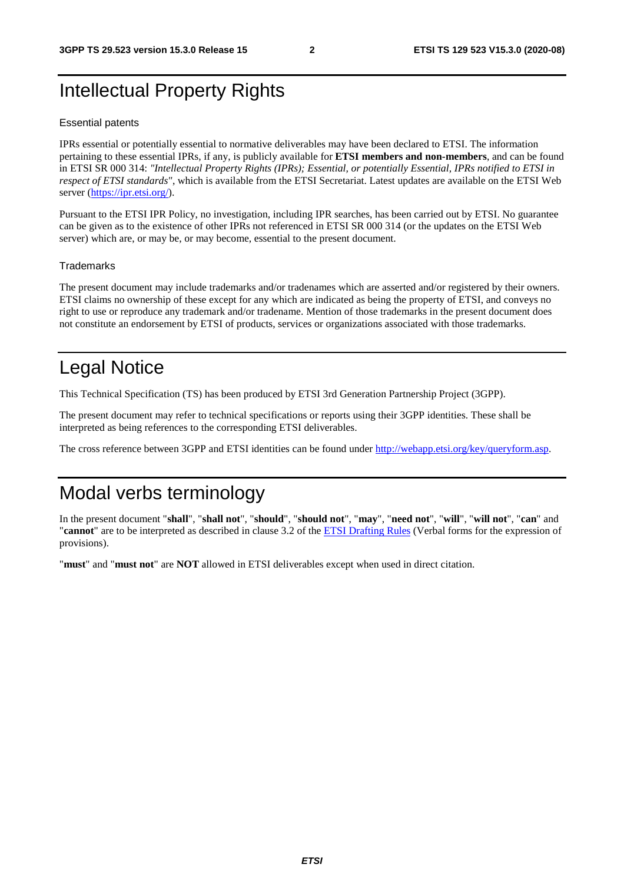# Intellectual Property Rights

## Essential patents

IPRs essential or potentially essential to normative deliverables may have been declared to ETSI. The information pertaining to these essential IPRs, if any, is publicly available for **ETSI members and non-members**, and can be found in ETSI SR 000 314: *"Intellectual Property Rights (IPRs); Essential, or potentially Essential, IPRs notified to ETSI in respect of ETSI standards"*, which is available from the ETSI Secretariat. Latest updates are available on the ETSI Web server (https://ipr.etsi.org/).

Pursuant to the ETSI IPR Policy, no investigation, including IPR searches, has been carried out by ETSI. No guarantee can be given as to the existence of other IPRs not referenced in ETSI SR 000 314 (or the updates on the ETSI Web server) which are, or may be, or may become, essential to the present document.

## Trademarks

The present document may include trademarks and/or tradenames which are asserted and/or registered by their owners. ETSI claims no ownership of these except for any which are indicated as being the property of ETSI, and conveys no right to use or reproduce any trademark and/or tradename. Mention of those trademarks in the present document does not constitute an endorsement by ETSI of products, services or organizations associated with those trademarks.

# Legal Notice

This Technical Specification (TS) has been produced by ETSI 3rd Generation Partnership Project (3GPP).

The present document may refer to technical specifications or reports using their 3GPP identities. These shall be interpreted as being references to the corresponding ETSI deliverables.

The cross reference between 3GPP and ETSI identities can be found under http://webapp.etsi.org/key/queryform.asp.

# Modal verbs terminology

In the present document "**shall**", "**shall not**", "**should**", "**should not**", "**may**", "**need not**", "**will**", "**will not**", "**can**" and "**cannot**" are to be interpreted as described in clause 3.2 of the ETSI Drafting Rules (Verbal forms for the expression of provisions).

"**must**" and "**must not**" are **NOT** allowed in ETSI deliverables except when used in direct citation.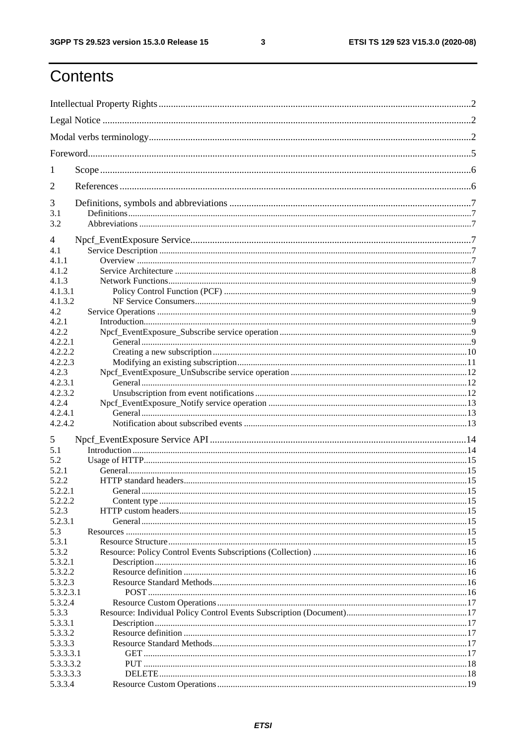# Contents

Intellectual Property Rights ..... 2
Legal Notice ..... 2
Modal verbs terminology ..... 2
Foreword ..... 5
1 Scope ..... 6
2 References ..... 6
3 Definitions, symbols and abbreviations ..... 7
3.1 Definitions ..... 7
3.2 Abbreviations ..... 7
4 Npcf_EventExposure Service ..... 7
4.1 Service Description ..... 7
4.1.1 Overview ..... 7
4.1.2 Service Architecture ..... 8
4.1.3 Network Functions ..... 9
4.1.3.1 Policy Control Function (PCF) ..... 9
4.1.3.2 NF Service Consumers ..... 9
4.2 Service Operations ..... 9
4.2.1 Introduction ..... 9
4.2.2 Npcf_EventExposure_Subscribe service operation ..... 9
4.2.2.1 General ..... 9
4.2.2.2 Creating a new subscription ..... 10
4.2.2.3 Modifying an existing subscription ..... 11
4.2.3 Npcf_EventExposure_UnSubscribe service operation ..... 12
4.2.3.1 General ..... 12
4.2.3.2 Unsubscription from event notifications ..... 12
4.2.4 Npcf_EventExposure_Notify service operation ..... 13
4.2.4.1 General ..... 13
4.2.4.2 Notification about subscribed events ..... 13
5 Npcf_EventExposure Service API ..... 14
5.1 Introduction ..... 14
5.2 Usage of HTTP ..... 15
5.2.1 General ..... 15
5.2.2 HTTP standard headers ..... 15
5.2.2.1 General ..... 15
5.2.2.2 Content type ..... 15
5.2.3 HTTP custom headers ..... 15
5.2.3.1 General ..... 15
5.3 Resources ..... 15
5.3.1 Resource Structure ..... 15
5.3.2 Resource: Policy Control Events Subscriptions (Collection) ..... 16
5.3.2.1 Description ..... 16
5.3.2.2 Resource definition ..... 16
5.3.2.3 Resource Standard Methods ..... 16
5.3.2.3.1 POST ..... 16
5.3.2.4 Resource Custom Operations ..... 17
5.3.3 Resource: Individual Policy Control Events Subscription (Document) ..... 17
5.3.3.1 Description ..... 17
5.3.3.2 Resource definition ..... 17
5.3.3.3 Resource Standard Methods ..... 17
5.3.3.3.1 GET ..... 17
5.3.3.3.2 PUT ..... 18
5.3.3.3.3 DELETE ..... 18
5.3.3.4 Resource Custom Operations ..... 19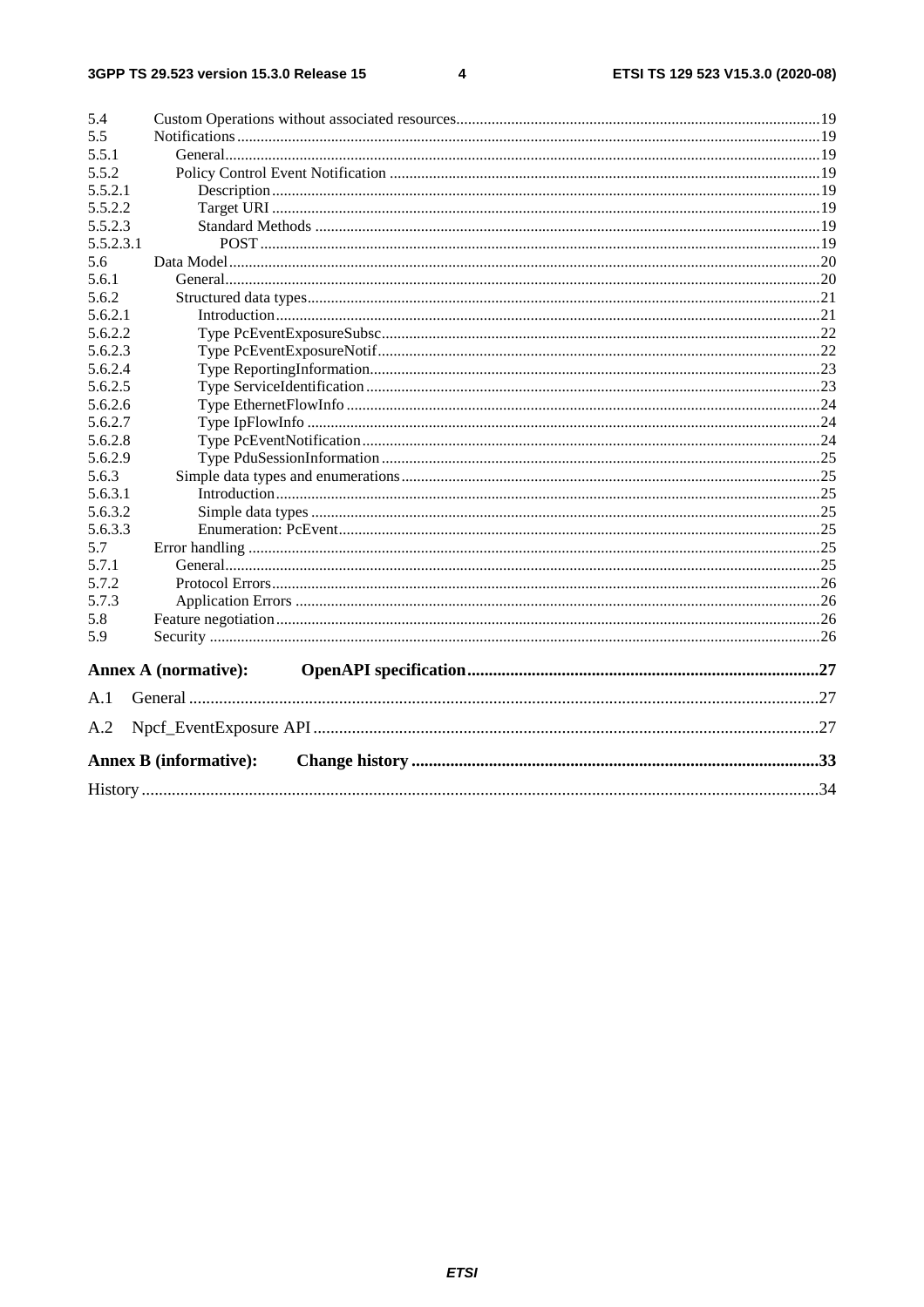5.4 Custom Operations without associated resources ... 19
5.5 Notifications ... 19
5.5.1 General ... 19
5.5.2 Policy Control Event Notification ... 19
5.5.2.1 Description ... 19
5.5.2.2 Target URI ... 19
5.5.2.3 Standard Methods ... 19
5.5.2.3.1 POST ... 19
5.6 Data Model ... 20
5.6.1 General ... 20
5.6.2 Structured data types ... 21
5.6.2.1 Introduction ... 21
5.6.2.2 Type PcEventExposureSubsc ... 22
5.6.2.3 Type PcEventExposureNotif ... 22
5.6.2.4 Type ReportingInformation ... 23
5.6.2.5 Type ServiceIdentification ... 23
5.6.2.6 Type EthernetFlowInfo ... 24
5.6.2.7 Type IpFlowInfo ... 24
5.6.2.8 Type PcEventNotification ... 24
5.6.2.9 Type PduSessionInformation ... 25
5.6.3 Simple data types and enumerations ... 25
5.6.3.1 Introduction ... 25
5.6.3.2 Simple data types ... 25
5.6.3.3 Enumeration: PcEvent ... 25
5.7 Error handling ... 25
5.7.1 General ... 25
5.7.2 Protocol Errors ... 26
5.7.3 Application Errors ... 26
5.8 Feature negotiation ... 26
5.9 Security ... 26

**Annex A (normative): OpenAPI specification ... 27**

A.1 General ... 27

A.2 Npcf_EventExposure API ... 27

**Annex B (informative): Change history ... 33**

History ... 34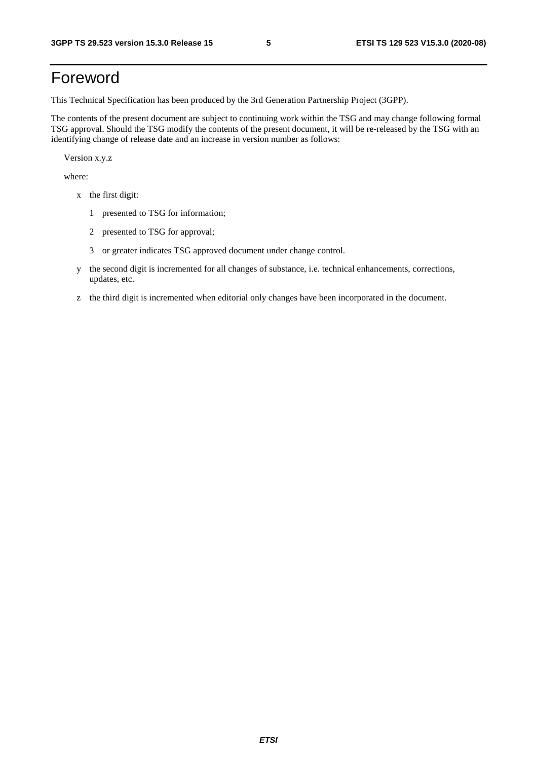# Foreword

This Technical Specification has been produced by the 3rd Generation Partnership Project (3GPP).

The contents of the present document are subject to continuing work within the TSG and may change following formal TSG approval. Should the TSG modify the contents of the present document, it will be re-released by the TSG with an identifying change of release date and an increase in version number as follows:

Version x.y.z

where:

- x the first digit:
  - 1 presented to TSG for information;
  - 2 presented to TSG for approval;
  - 3 or greater indicates TSG approved document under change control.
- y the second digit is incremented for all changes of substance, i.e. technical enhancements, corrections, updates, etc.
- z the third digit is incremented when editorial only changes have been incorporated in the document.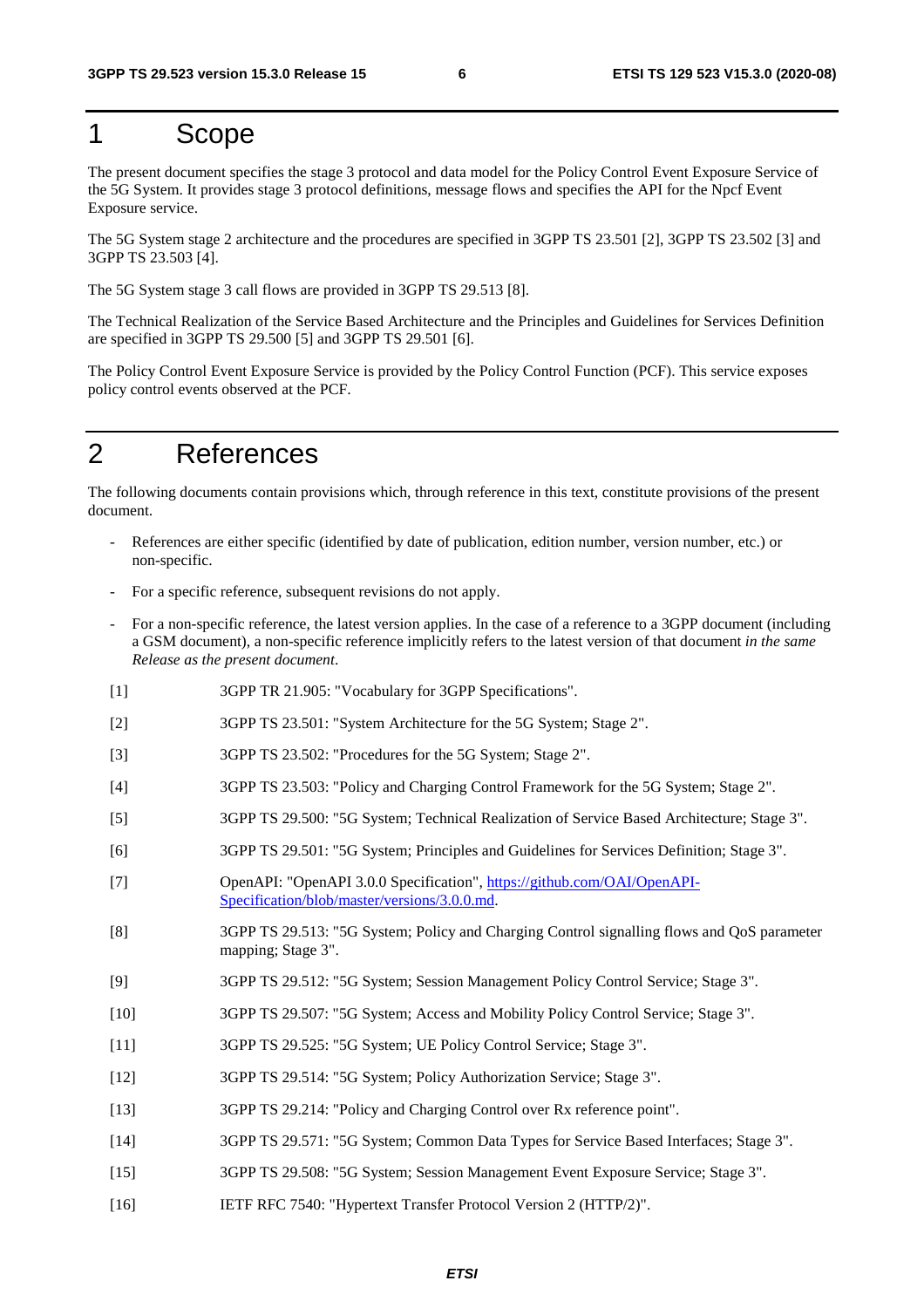# 1 Scope

The present document specifies the stage 3 protocol and data model for the Policy Control Event Exposure Service of the 5G System. It provides stage 3 protocol definitions, message flows and specifies the API for the Npcf Event Exposure service.

The 5G System stage 2 architecture and the procedures are specified in 3GPP TS 23.501 [2], 3GPP TS 23.502 [3] and 3GPP TS 23.503 [4].

The 5G System stage 3 call flows are provided in 3GPP TS 29.513 [8].

The Technical Realization of the Service Based Architecture and the Principles and Guidelines for Services Definition are specified in 3GPP TS 29.500 [5] and 3GPP TS 29.501 [6].

The Policy Control Event Exposure Service is provided by the Policy Control Function (PCF). This service exposes policy control events observed at the PCF.

# 2 References

The following documents contain provisions which, through reference in this text, constitute provisions of the present document.

- References are either specific (identified by date of publication, edition number, version number, etc.) or non-specific.
- For a specific reference, subsequent revisions do not apply.
- For a non-specific reference, the latest version applies. In the case of a reference to a 3GPP document (including a GSM document), a non-specific reference implicitly refers to the latest version of that document *in the same Release as the present document*.

[1] 3GPP TR 21.905: "Vocabulary for 3GPP Specifications".

[2] 3GPP TS 23.501: "System Architecture for the 5G System; Stage 2".

[3] 3GPP TS 23.502: "Procedures for the 5G System; Stage 2".

[4] 3GPP TS 23.503: "Policy and Charging Control Framework for the 5G System; Stage 2".

[5] 3GPP TS 29.500: "5G System; Technical Realization of Service Based Architecture; Stage 3".

[6] 3GPP TS 29.501: "5G System; Principles and Guidelines for Services Definition; Stage 3".

[7] OpenAPI: "OpenAPI 3.0.0 Specification", https://github.com/OAI/OpenAPI-Specification/blob/master/versions/3.0.0.md.

[8] 3GPP TS 29.513: "5G System; Policy and Charging Control signalling flows and QoS parameter mapping; Stage 3".

[9] 3GPP TS 29.512: "5G System; Session Management Policy Control Service; Stage 3".

[10] 3GPP TS 29.507: "5G System; Access and Mobility Policy Control Service; Stage 3".

[11] 3GPP TS 29.525: "5G System; UE Policy Control Service; Stage 3".

[12] 3GPP TS 29.514: "5G System; Policy Authorization Service; Stage 3".

[13] 3GPP TS 29.214: "Policy and Charging Control over Rx reference point".

[14] 3GPP TS 29.571: "5G System; Common Data Types for Service Based Interfaces; Stage 3".

[15] 3GPP TS 29.508: "5G System; Session Management Event Exposure Service; Stage 3".

[16] IETF RFC 7540: "Hypertext Transfer Protocol Version 2 (HTTP/2)".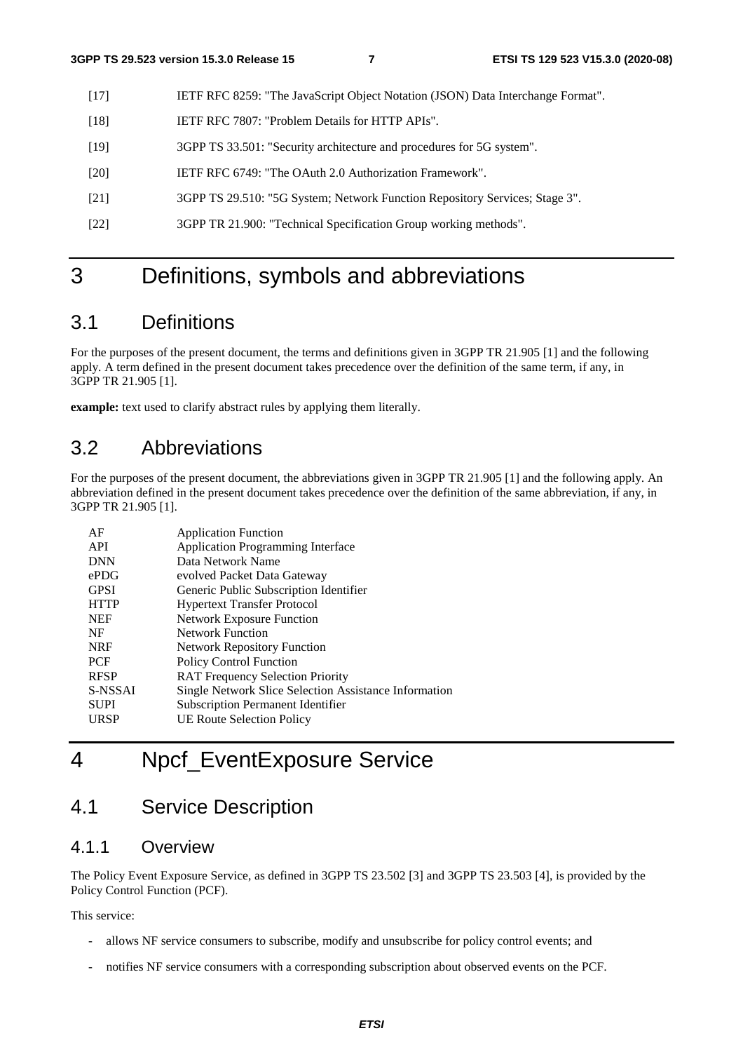[17] IETF RFC 8259: "The JavaScript Object Notation (JSON) Data Interchange Format".

[18] IETF RFC 7807: "Problem Details for HTTP APIs".

[19] 3GPP TS 33.501: "Security architecture and procedures for 5G system".

[20] IETF RFC 6749: "The OAuth 2.0 Authorization Framework".

[21] 3GPP TS 29.510: "5G System; Network Function Repository Services; Stage 3".

[22] 3GPP TR 21.900: "Technical Specification Group working methods".

# 3 Definitions, symbols and abbreviations

## 3.1 Definitions

For the purposes of the present document, the terms and definitions given in 3GPP TR 21.905 [1] and the following apply. A term defined in the present document takes precedence over the definition of the same term, if any, in 3GPP TR 21.905 [1].

**example:** text used to clarify abstract rules by applying them literally.

## 3.2 Abbreviations

For the purposes of the present document, the abbreviations given in 3GPP TR 21.905 [1] and the following apply. An abbreviation defined in the present document takes precedence over the definition of the same abbreviation, if any, in 3GPP TR 21.905 [1].

| | |
|---|---|
| AF | Application Function |
| API | Application Programming Interface |
| DNN | Data Network Name |
| ePDG | evolved Packet Data Gateway |
| GPSI | Generic Public Subscription Identifier |
| HTTP | Hypertext Transfer Protocol |
| NEF | Network Exposure Function |
| NF | Network Function |
| NRF | Network Repository Function |
| PCF | Policy Control Function |
| RFSP | RAT Frequency Selection Priority |
| S-NSSAI | Single Network Slice Selection Assistance Information |
| SUPI | Subscription Permanent Identifier |
| URSP | UE Route Selection Policy |

# 4 Npcf_EventExposure Service

## 4.1 Service Description

### 4.1.1 Overview

The Policy Event Exposure Service, as defined in 3GPP TS 23.502 [3] and 3GPP TS 23.503 [4], is provided by the Policy Control Function (PCF).

This service:

- allows NF service consumers to subscribe, modify and unsubscribe for policy control events; and
- notifies NF service consumers with a corresponding subscription about observed events on the PCF.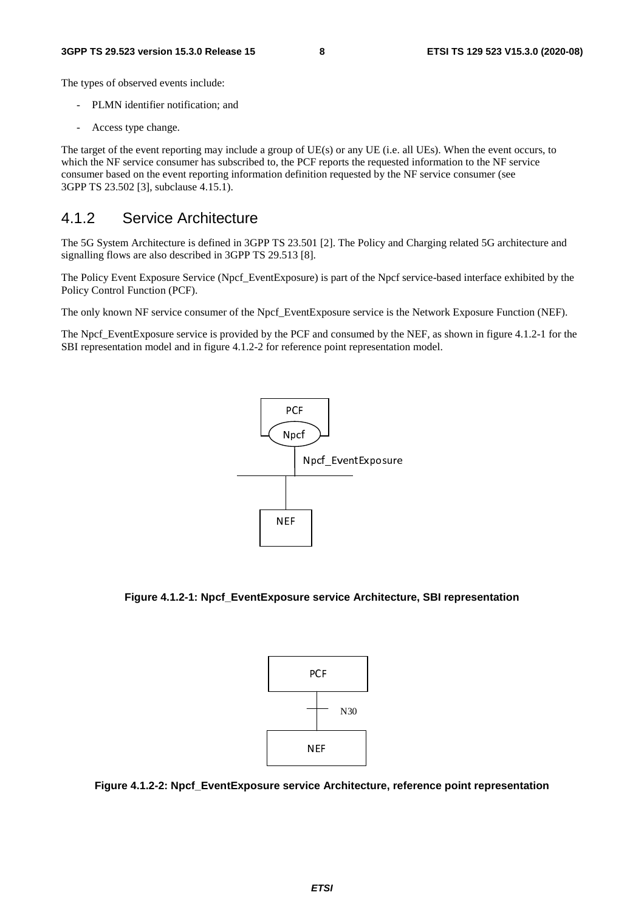The types of observed events include:

- PLMN identifier notification; and
- Access type change.

The target of the event reporting may include a group of UE(s) or any UE (i.e. all UEs). When the event occurs, to which the NF service consumer has subscribed to, the PCF reports the requested information to the NF service consumer based on the event reporting information definition requested by the NF service consumer (see 3GPP TS 23.502 [3], subclause 4.15.1).

### 4.1.2 Service Architecture

The 5G System Architecture is defined in 3GPP TS 23.501 [2]. The Policy and Charging related 5G architecture and signalling flows are also described in 3GPP TS 29.513 [8].

The Policy Event Exposure Service (Npcf_EventExposure) is part of the Npcf service-based interface exhibited by the Policy Control Function (PCF).

The only known NF service consumer of the Npcf_EventExposure service is the Network Exposure Function (NEF).

The Npcf_EventExposure service is provided by the PCF and consumed by the NEF, as shown in figure 4.1.2-1 for the SBI representation model and in figure 4.1.2-2 for reference point representation model.

**Figure 4.1.2-1: Npcf_EventExposure service Architecture, SBI representation**

**Figure 4.1.2-2: Npcf_EventExposure service Architecture, reference point representation**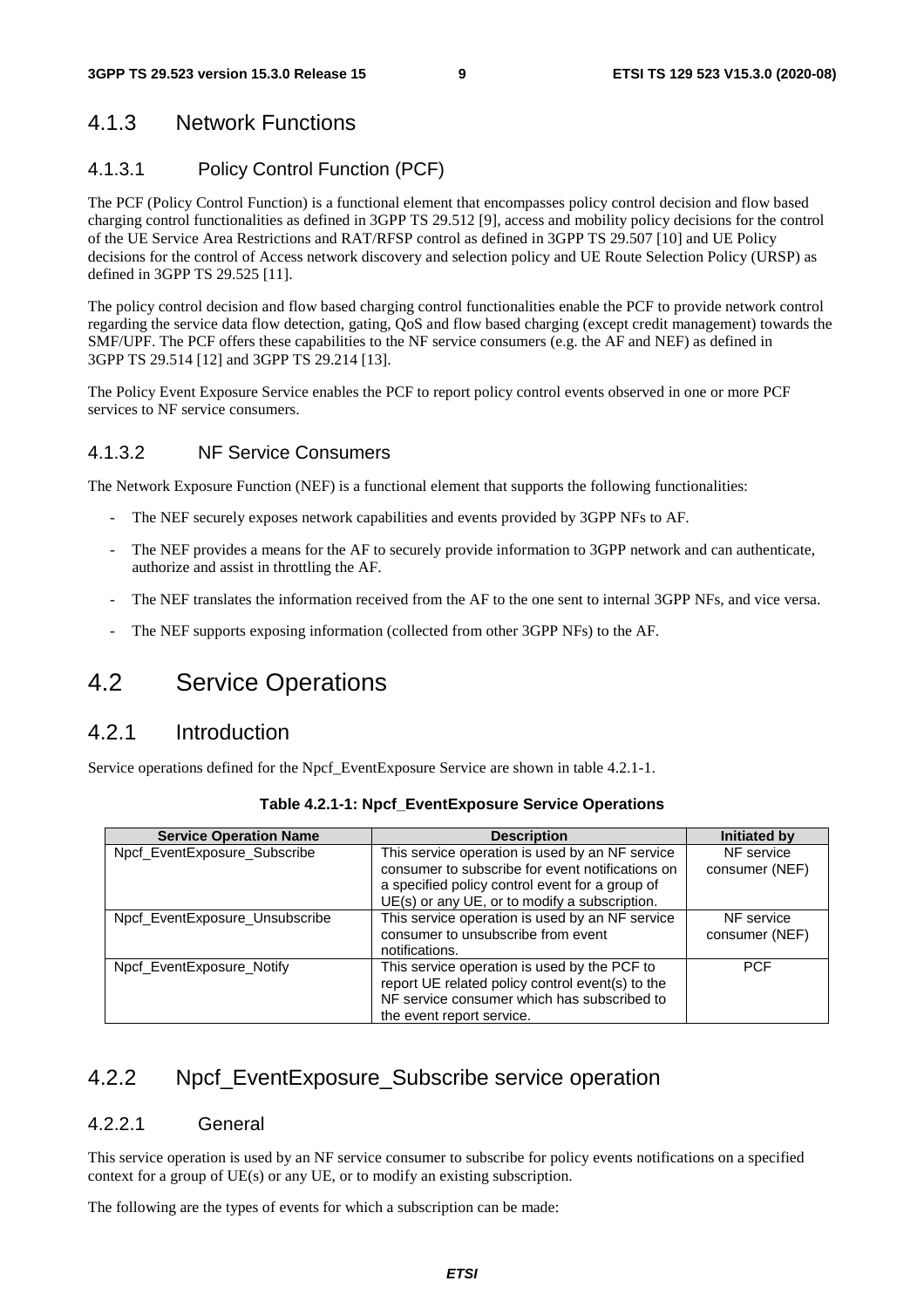### 4.1.3 Network Functions

#### 4.1.3.1 Policy Control Function (PCF)

The PCF (Policy Control Function) is a functional element that encompasses policy control decision and flow based charging control functionalities as defined in 3GPP TS 29.512 [9], access and mobility policy decisions for the control of the UE Service Area Restrictions and RAT/RFSP control as defined in 3GPP TS 29.507 [10] and UE Policy decisions for the control of Access network discovery and selection policy and UE Route Selection Policy (URSP) as defined in 3GPP TS 29.525 [11].

The policy control decision and flow based charging control functionalities enable the PCF to provide network control regarding the service data flow detection, gating, QoS and flow based charging (except credit management) towards the SMF/UPF. The PCF offers these capabilities to the NF service consumers (e.g. the AF and NEF) as defined in 3GPP TS 29.514 [12] and 3GPP TS 29.214 [13].

The Policy Event Exposure Service enables the PCF to report policy control events observed in one or more PCF services to NF service consumers.

#### 4.1.3.2 NF Service Consumers

The Network Exposure Function (NEF) is a functional element that supports the following functionalities:

- The NEF securely exposes network capabilities and events provided by 3GPP NFs to AF.
- The NEF provides a means for the AF to securely provide information to 3GPP network and can authenticate, authorize and assist in throttling the AF.
- The NEF translates the information received from the AF to the one sent to internal 3GPP NFs, and vice versa.
- The NEF supports exposing information (collected from other 3GPP NFs) to the AF.

## 4.2 Service Operations

### 4.2.1 Introduction

Service operations defined for the Npcf_EventExposure Service are shown in table 4.2.1-1.

**Table 4.2.1-1: Npcf_EventExposure Service Operations**

| Service Operation Name | Description | Initiated by |
|---|---|---|
| Npcf_EventExposure_Subscribe | This service operation is used by an NF service consumer to subscribe for event notifications on a specified policy control event for a group of UE(s) or any UE, or to modify a subscription. | NF service consumer (NEF) |
| Npcf_EventExposure_Unsubscribe | This service operation is used by an NF service consumer to unsubscribe from event notifications. | NF service consumer (NEF) |
| Npcf_EventExposure_Notify | This service operation is used by the PCF to report UE related policy control event(s) to the NF service consumer which has subscribed to the event report service. | PCF |

### 4.2.2 Npcf_EventExposure_Subscribe service operation

#### 4.2.2.1 General

This service operation is used by an NF service consumer to subscribe for policy events notifications on a specified context for a group of UE(s) or any UE, or to modify an existing subscription.

The following are the types of events for which a subscription can be made: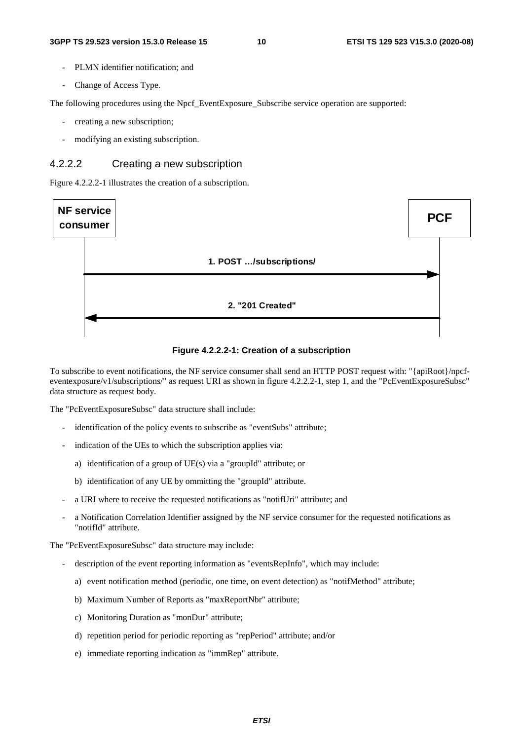- PLMN identifier notification; and
- Change of Access Type.

The following procedures using the Npcf_EventExposure_Subscribe service operation are supported:

- creating a new subscription;
- modifying an existing subscription.

### 4.2.2.2 Creating a new subscription

Figure 4.2.2.2-1 illustrates the creation of a subscription.

NF service consumer → PCF: 1. POST …/subscriptions/

PCF → NF service consumer: 2. "201 Created"

**Figure 4.2.2.2-1: Creation of a subscription**

To subscribe to event notifications, the NF service consumer shall send an HTTP POST request with: "{apiRoot}/npcf-eventexposure/v1/subscriptions/" as request URI as shown in figure 4.2.2.2-1, step 1, and the "PcEventExposureSubsc" data structure as request body.

The "PcEventExposureSubsc" data structure shall include:

- identification of the policy events to subscribe as "eventSubs" attribute;
- indication of the UEs to which the subscription applies via:
  a) identification of a group of UE(s) via a "groupId" attribute; or
  b) identification of any UE by ommitting the "groupId" attribute.
- a URI where to receive the requested notifications as "notifUri" attribute; and
- a Notification Correlation Identifier assigned by the NF service consumer for the requested notifications as "notifId" attribute.

The "PcEventExposureSubsc" data structure may include:

- description of the event reporting information as "eventsRepInfo", which may include:
  a) event notification method (periodic, one time, on event detection) as "notifMethod" attribute;
  b) Maximum Number of Reports as "maxReportNbr" attribute;
  c) Monitoring Duration as "monDur" attribute;
  d) repetition period for periodic reporting as "repPeriod" attribute; and/or
  e) immediate reporting indication as "immRep" attribute.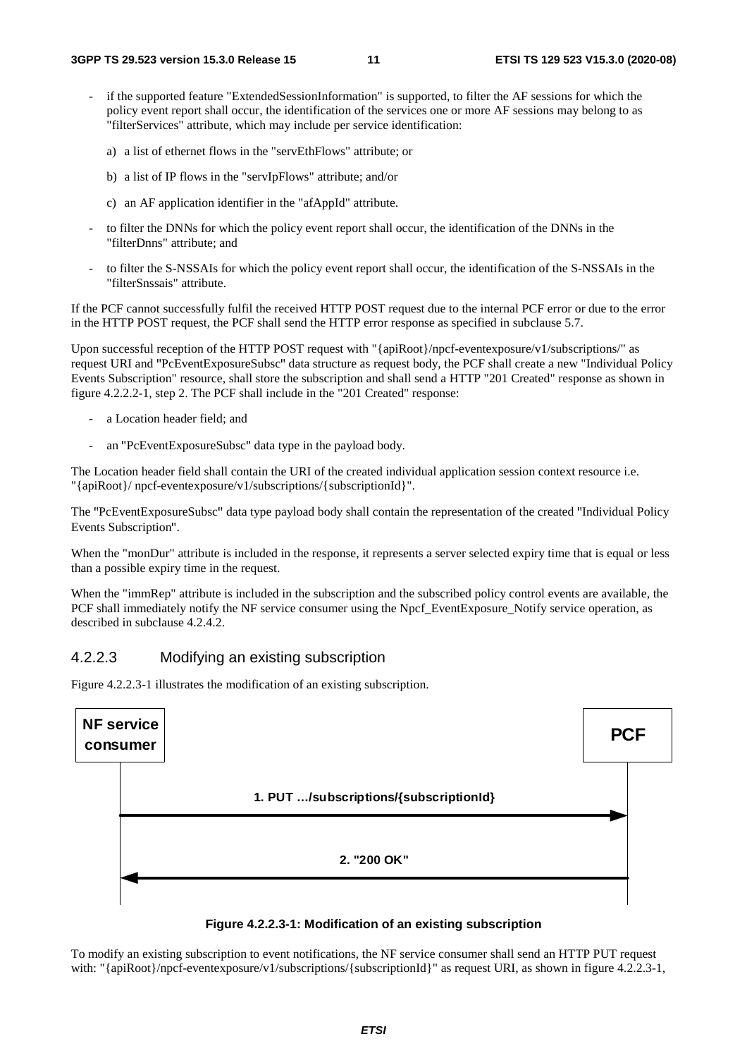- if the supported feature "ExtendedSessionInformation" is supported, to filter the AF sessions for which the policy event report shall occur, the identification of the services one or more AF sessions may belong to as "filterServices" attribute, which may include per service identification:

  a) a list of ethernet flows in the "servEthFlows" attribute; or

  b) a list of IP flows in the "servIpFlows" attribute; and/or

  c) an AF application identifier in the "afAppId" attribute.

- to filter the DNNs for which the policy event report shall occur, the identification of the DNNs in the "filterDnns" attribute; and

- to filter the S-NSSAIs for which the policy event report shall occur, the identification of the S-NSSAIs in the "filterSnssais" attribute.

If the PCF cannot successfully fulfil the received HTTP POST request due to the internal PCF error or due to the error in the HTTP POST request, the PCF shall send the HTTP error response as specified in subclause 5.7.

Upon successful reception of the HTTP POST request with "{apiRoot}/npcf-eventexposure/v1/subscriptions/" as request URI and "PcEventExposureSubsc" data structure as request body, the PCF shall create a new "Individual Policy Events Subscription" resource, shall store the subscription and shall send a HTTP "201 Created" response as shown in figure 4.2.2.2-1, step 2. The PCF shall include in the "201 Created" response:

- a Location header field; and

- an "PcEventExposureSubsc" data type in the payload body.

The Location header field shall contain the URI of the created individual application session context resource i.e. "{apiRoot}/ npcf-eventexposure/v1/subscriptions/{subscriptionId}".

The "PcEventExposureSubsc" data type payload body shall contain the representation of the created "Individual Policy Events Subscription".

When the "monDur" attribute is included in the response, it represents a server selected expiry time that is equal or less than a possible expiry time in the request.

When the "immRep" attribute is included in the subscription and the subscribed policy control events are available, the PCF shall immediately notify the NF service consumer using the Npcf_EventExposure_Notify service operation, as described in subclause 4.2.4.2.

#### 4.2.2.3 Modifying an existing subscription

Figure 4.2.2.3-1 illustrates the modification of an existing subscription.

NF service consumer | PCF

1. PUT …/subscriptions/{subscriptionId}

2. "200 OK"

**Figure 4.2.2.3-1: Modification of an existing subscription**

To modify an existing subscription to event notifications, the NF service consumer shall send an HTTP PUT request with: "{apiRoot}/npcf-eventexposure/v1/subscriptions/{subscriptionId}" as request URI, as shown in figure 4.2.2.3-1,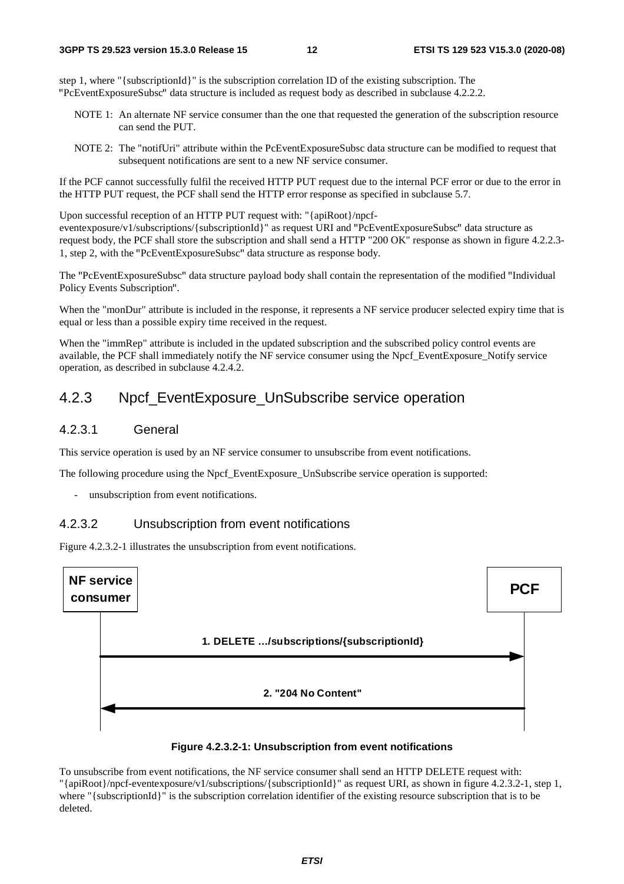step 1, where "{subscriptionId}" is the subscription correlation ID of the existing subscription. The "PcEventExposureSubsc" data structure is included as request body as described in subclause 4.2.2.2.

NOTE 1: An alternate NF service consumer than the one that requested the generation of the subscription resource can send the PUT.

NOTE 2: The "notifUri" attribute within the PcEventExposureSubsc data structure can be modified to request that subsequent notifications are sent to a new NF service consumer.

If the PCF cannot successfully fulfil the received HTTP PUT request due to the internal PCF error or due to the error in the HTTP PUT request, the PCF shall send the HTTP error response as specified in subclause 5.7.

Upon successful reception of an HTTP PUT request with: "{apiRoot}/npcf-eventexposure/v1/subscriptions/{subscriptionId}" as request URI and "PcEventExposureSubsc" data structure as request body, the PCF shall store the subscription and shall send a HTTP "200 OK" response as shown in figure 4.2.2.3-1, step 2, with the "PcEventExposureSubsc" data structure as response body.

The "PcEventExposureSubsc" data structure payload body shall contain the representation of the modified "Individual Policy Events Subscription".

When the "monDur" attribute is included in the response, it represents a NF service producer selected expiry time that is equal or less than a possible expiry time received in the request.

When the "immRep" attribute is included in the updated subscription and the subscribed policy control events are available, the PCF shall immediately notify the NF service consumer using the Npcf_EventExposure_Notify service operation, as described in subclause 4.2.4.2.

## 4.2.3 Npcf_EventExposure_UnSubscribe service operation

### 4.2.3.1 General

This service operation is used by an NF service consumer to unsubscribe from event notifications.

The following procedure using the Npcf_EventExposure_UnSubscribe service operation is supported:

- unsubscription from event notifications.

### 4.2.3.2 Unsubscription from event notifications

Figure 4.2.3.2-1 illustrates the unsubscription from event notifications.

NF service consumer → PCF: 1. DELETE …/subscriptions/{subscriptionId}

PCF → NF service consumer: 2. "204 No Content"

**Figure 4.2.3.2-1: Unsubscription from event notifications**

To unsubscribe from event notifications, the NF service consumer shall send an HTTP DELETE request with: "{apiRoot}/npcf-eventexposure/v1/subscriptions/{subscriptionId}" as request URI, as shown in figure 4.2.3.2-1, step 1, where "{subscriptionId}" is the subscription correlation identifier of the existing resource subscription that is to be deleted.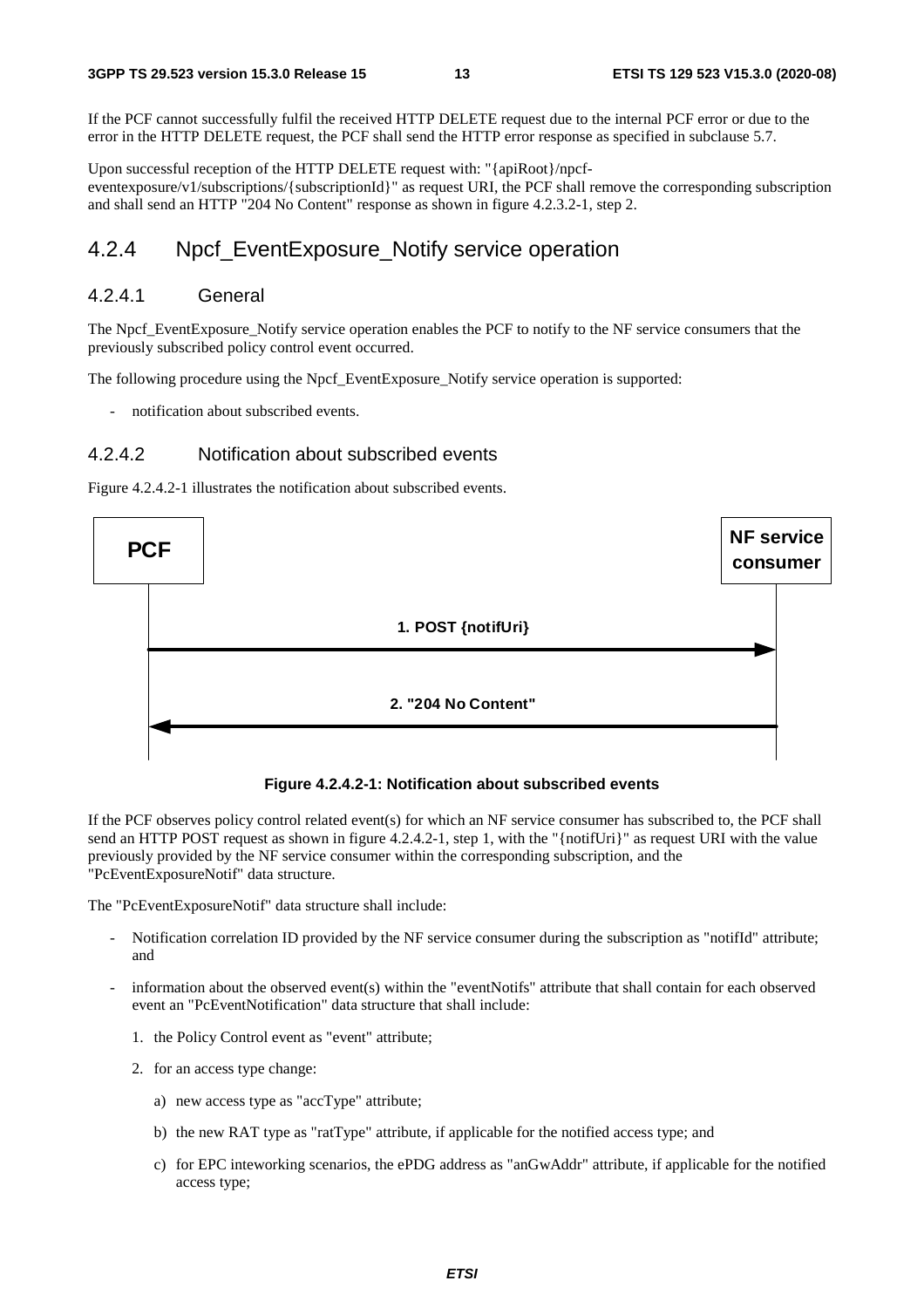If the PCF cannot successfully fulfil the received HTTP DELETE request due to the internal PCF error or due to the error in the HTTP DELETE request, the PCF shall send the HTTP error response as specified in subclause 5.7.

Upon successful reception of the HTTP DELETE request with: "{apiRoot}/npcf-eventexposure/v1/subscriptions/{subscriptionId}" as request URI, the PCF shall remove the corresponding subscription and shall send an HTTP "204 No Content" response as shown in figure 4.2.3.2-1, step 2.

## 4.2.4 Npcf_EventExposure_Notify service operation

### 4.2.4.1 General

The Npcf_EventExposure_Notify service operation enables the PCF to notify to the NF service consumers that the previously subscribed policy control event occurred.

The following procedure using the Npcf_EventExposure_Notify service operation is supported:

- notification about subscribed events.

### 4.2.4.2 Notification about subscribed events

Figure 4.2.4.2-1 illustrates the notification about subscribed events.

PCF | NF service consumer

1. POST {notifUri}

2. "204 No Content"

**Figure 4.2.4.2-1: Notification about subscribed events**

If the PCF observes policy control related event(s) for which an NF service consumer has subscribed to, the PCF shall send an HTTP POST request as shown in figure 4.2.4.2-1, step 1, with the "{notifUri}" as request URI with the value previously provided by the NF service consumer within the corresponding subscription, and the "PcEventExposureNotif" data structure.

The "PcEventExposureNotif" data structure shall include:

- Notification correlation ID provided by the NF service consumer during the subscription as "notifId" attribute; and
- information about the observed event(s) within the "eventNotifs" attribute that shall contain for each observed event an "PcEventNotification" data structure that shall include:
  1. the Policy Control event as "event" attribute;
  2. for an access type change:
     a) new access type as "accType" attribute;
     b) the new RAT type as "ratType" attribute, if applicable for the notified access type; and
     c) for EPC inteworking scenarios, the ePDG address as "anGwAddr" attribute, if applicable for the notified access type;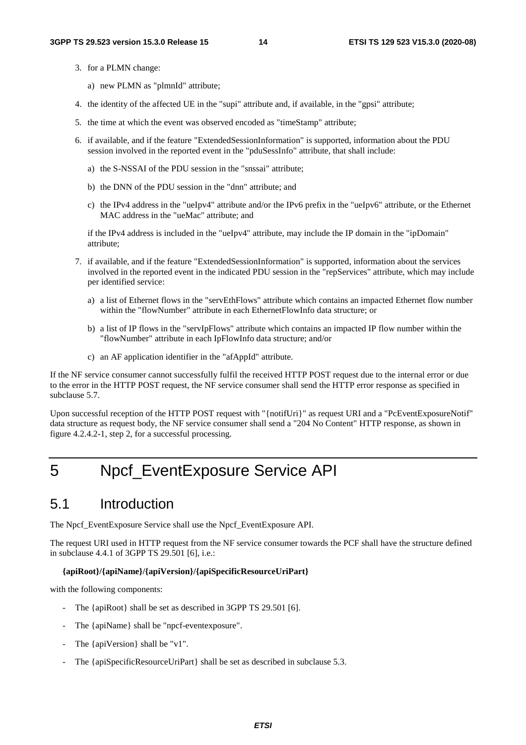3. for a PLMN change:

   a) new PLMN as "plmnId" attribute;

4. the identity of the affected UE in the "supi" attribute and, if available, in the "gpsi" attribute;

5. the time at which the event was observed encoded as "timeStamp" attribute;

6. if available, and if the feature "ExtendedSessionInformation" is supported, information about the PDU session involved in the reported event in the "pduSessInfo" attribute, that shall include:

   a) the S-NSSAI of the PDU session in the "snssai" attribute;

   b) the DNN of the PDU session in the "dnn" attribute; and

   c) the IPv4 address in the "ueIpv4" attribute and/or the IPv6 prefix in the "ueIpv6" attribute, or the Ethernet MAC address in the "ueMac" attribute; and

   if the IPv4 address is included in the "ueIpv4" attribute, may include the IP domain in the "ipDomain" attribute;

7. if available, and if the feature "ExtendedSessionInformation" is supported, information about the services involved in the reported event in the indicated PDU session in the "repServices" attribute, which may include per identified service:

   a) a list of Ethernet flows in the "servEthFlows" attribute which contains an impacted Ethernet flow number within the "flowNumber" attribute in each EthernetFlowInfo data structure; or

   b) a list of IP flows in the "servIpFlows" attribute which contains an impacted IP flow number within the "flowNumber" attribute in each IpFlowInfo data structure; and/or

   c) an AF application identifier in the "afAppId" attribute.

If the NF service consumer cannot successfully fulfil the received HTTP POST request due to the internal error or due to the error in the HTTP POST request, the NF service consumer shall send the HTTP error response as specified in subclause 5.7.

Upon successful reception of the HTTP POST request with "{notifUri}" as request URI and a "PcEventExposureNotif" data structure as request body, the NF service consumer shall send a "204 No Content" HTTP response, as shown in figure 4.2.4.2-1, step 2, for a successful processing.

# 5 Npcf_EventExposure Service API

## 5.1 Introduction

The Npcf_EventExposure Service shall use the Npcf_EventExposure API.

The request URI used in HTTP request from the NF service consumer towards the PCF shall have the structure defined in subclause 4.4.1 of 3GPP TS 29.501 [6], i.e.:

**{apiRoot}/{apiName}/{apiVersion}/{apiSpecificResourceUriPart}**

with the following components:

- The {apiRoot} shall be set as described in 3GPP TS 29.501 [6].
- The {apiName} shall be "npcf-eventexposure".
- The {apiVersion} shall be "v1".
- The {apiSpecificResourceUriPart} shall be set as described in subclause 5.3.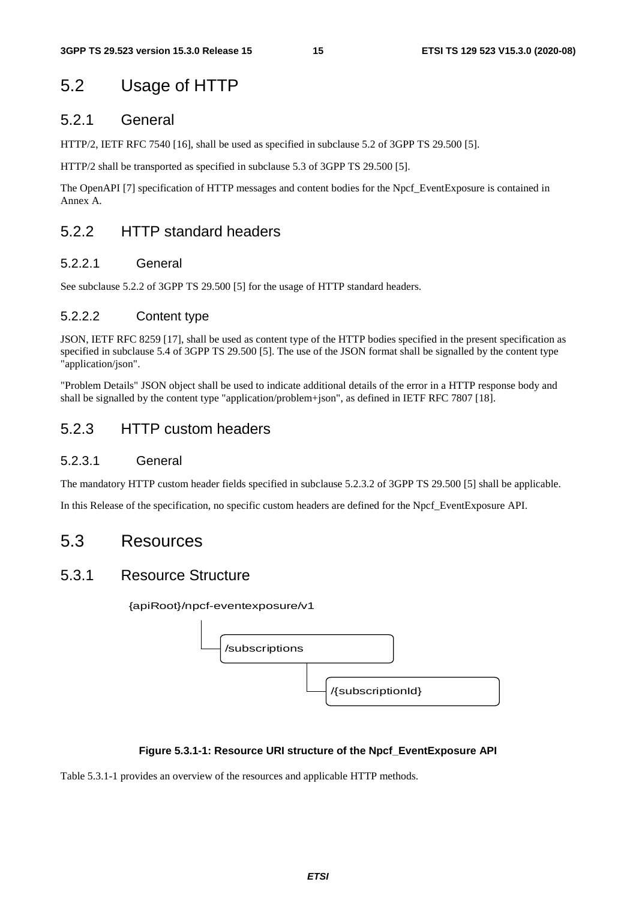# 5.2 Usage of HTTP

## 5.2.1 General

HTTP/2, IETF RFC 7540 [16], shall be used as specified in subclause 5.2 of 3GPP TS 29.500 [5].

HTTP/2 shall be transported as specified in subclause 5.3 of 3GPP TS 29.500 [5].

The OpenAPI [7] specification of HTTP messages and content bodies for the Npcf_EventExposure is contained in Annex A.

## 5.2.2 HTTP standard headers

### 5.2.2.1 General

See subclause 5.2.2 of 3GPP TS 29.500 [5] for the usage of HTTP standard headers.

### 5.2.2.2 Content type

JSON, IETF RFC 8259 [17], shall be used as content type of the HTTP bodies specified in the present specification as specified in subclause 5.4 of 3GPP TS 29.500 [5]. The use of the JSON format shall be signalled by the content type "application/json".

"Problem Details" JSON object shall be used to indicate additional details of the error in a HTTP response body and shall be signalled by the content type "application/problem+json", as defined in IETF RFC 7807 [18].

## 5.2.3 HTTP custom headers

### 5.2.3.1 General

The mandatory HTTP custom header fields specified in subclause 5.2.3.2 of 3GPP TS 29.500 [5] shall be applicable.

In this Release of the specification, no specific custom headers are defined for the Npcf_EventExposure API.

# 5.3 Resources

## 5.3.1 Resource Structure

```
{apiRoot}/npcf-eventexposure/v1
    |
    +-- /subscriptions
            |
            +-- /{subscriptionId}
```

**Figure 5.3.1-1: Resource URI structure of the Npcf_EventExposure API**

Table 5.3.1-1 provides an overview of the resources and applicable HTTP methods.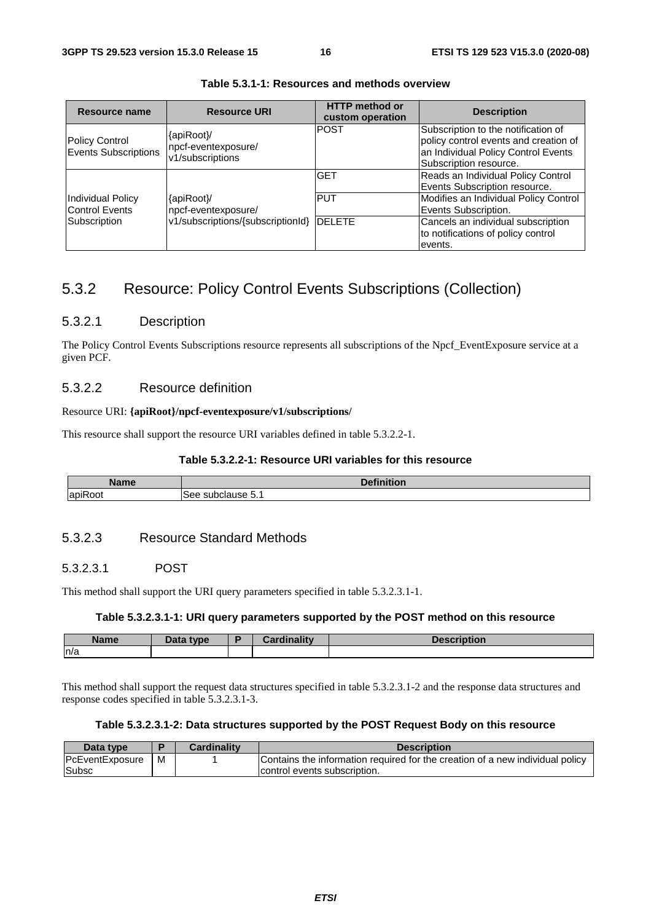**Table 5.3.1-1: Resources and methods overview**

| Resource name | Resource URI | HTTP method or custom operation | Description |
|---|---|---|---|
| Policy Control Events Subscriptions | {apiRoot}/ npcf-eventexposure/ v1/subscriptions | POST | Subscription to the notification of policy control events and creation of an Individual Policy Control Events Subscription resource. |
| Individual Policy Control Events Subscription | {apiRoot}/ npcf-eventexposure/ v1/subscriptions/{subscriptionId} | GET | Reads an Individual Policy Control Events Subscription resource. |
| | | PUT | Modifies an Individual Policy Control Events Subscription. |
| | | DELETE | Cancels an individual subscription to notifications of policy control events. |

## 5.3.2 Resource: Policy Control Events Subscriptions (Collection)

### 5.3.2.1 Description

The Policy Control Events Subscriptions resource represents all subscriptions of the Npcf_EventExposure service at a given PCF.

### 5.3.2.2 Resource definition

Resource URI: **{apiRoot}/npcf-eventexposure/v1/subscriptions/**

This resource shall support the resource URI variables defined in table 5.3.2.2-1.

**Table 5.3.2.2-1: Resource URI variables for this resource**

| Name | Definition |
|---|---|
| apiRoot | See subclause 5.1 |

### 5.3.2.3 Resource Standard Methods

#### 5.3.2.3.1 POST

This method shall support the URI query parameters specified in table 5.3.2.3.1-1.

**Table 5.3.2.3.1-1: URI query parameters supported by the POST method on this resource**

| Name | Data type | P | Cardinality | Description |
|---|---|---|---|---|
| n/a | | | | |

This method shall support the request data structures specified in table 5.3.2.3.1-2 and the response data structures and response codes specified in table 5.3.2.3.1-3.

**Table 5.3.2.3.1-2: Data structures supported by the POST Request Body on this resource**

| Data type | P | Cardinality | Description |
|---|---|---|---|
| PcEventExposureSubsc | M | 1 | Contains the information required for the creation of a new individual policy control events subscription. |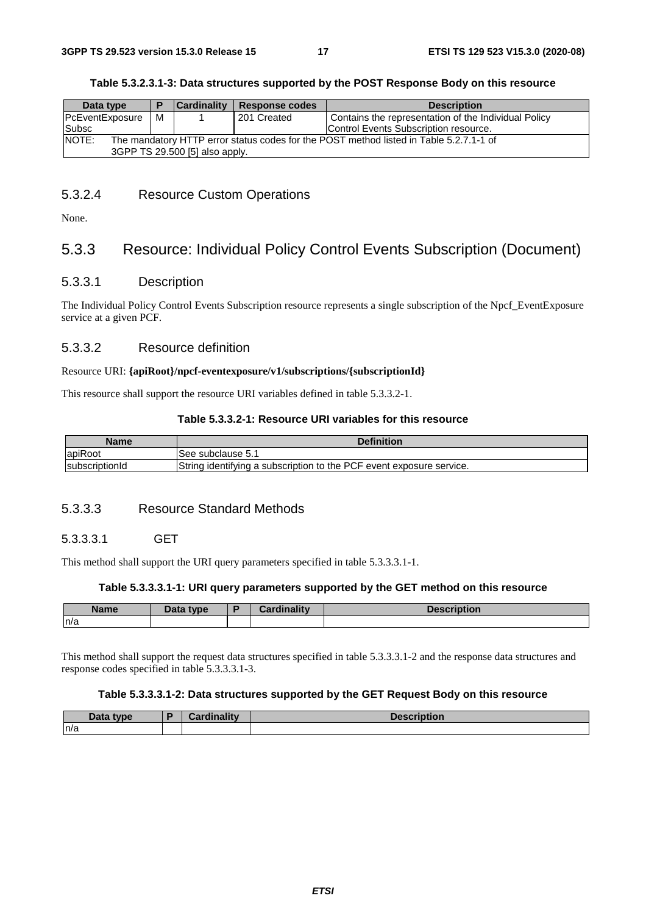**Table 5.3.2.3.1-3: Data structures supported by the POST Response Body on this resource**

| Data type | P | Cardinality | Response codes | Description |
|---|---|---|---|---|
| PcEventExposureSubsc | M | 1 | 201 Created | Contains the representation of the Individual Policy Control Events Subscription resource. |
| NOTE: The mandatory HTTP error status codes for the POST method listed in Table 5.2.7.1-1 of 3GPP TS 29.500 [5] also apply. | | | | |

### 5.3.2.4 Resource Custom Operations

None.

## 5.3.3 Resource: Individual Policy Control Events Subscription (Document)

### 5.3.3.1 Description

The Individual Policy Control Events Subscription resource represents a single subscription of the Npcf_EventExposure service at a given PCF.

### 5.3.3.2 Resource definition

Resource URI: **{apiRoot}/npcf-eventexposure/v1/subscriptions/{subscriptionId}**

This resource shall support the resource URI variables defined in table 5.3.3.2-1.

**Table 5.3.3.2-1: Resource URI variables for this resource**

| Name | Definition |
|---|---|
| apiRoot | See subclause 5.1 |
| subscriptionId | String identifying a subscription to the PCF event exposure service. |

### 5.3.3.3 Resource Standard Methods

#### 5.3.3.3.1 GET

This method shall support the URI query parameters specified in table 5.3.3.3.1-1.

**Table 5.3.3.3.1-1: URI query parameters supported by the GET method on this resource**

| Name | Data type | P | Cardinality | Description |
|---|---|---|---|---|
| n/a | | | | |

This method shall support the request data structures specified in table 5.3.3.3.1-2 and the response data structures and response codes specified in table 5.3.3.3.1-3.

**Table 5.3.3.3.1-2: Data structures supported by the GET Request Body on this resource**

| Data type | P | Cardinality | Description |
|---|---|---|---|
| n/a | | | |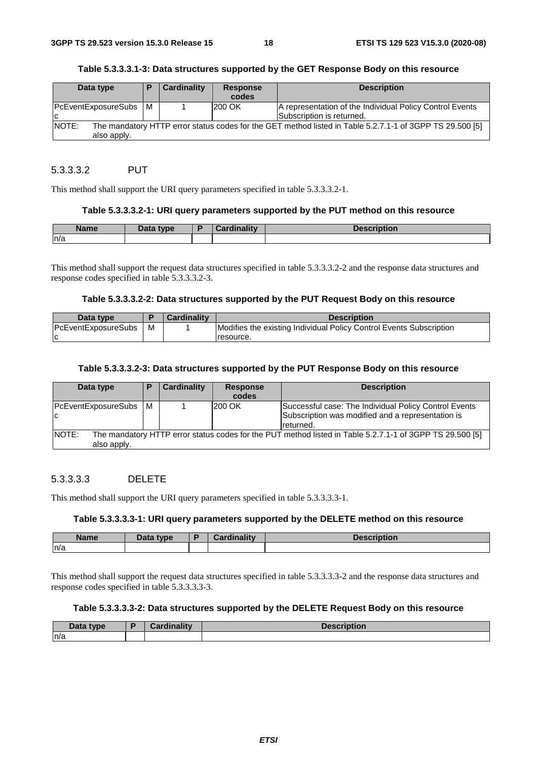**Table 5.3.3.3.1-3: Data structures supported by the GET Response Body on this resource**

| Data type | P | Cardinality | Response codes | Description |
|---|---|---|---|---|
| PcEventExposureSubsc | M | 1 | 200 OK | A representation of the Individual Policy Control Events Subscription is returned. |
| NOTE: The mandatory HTTP error status codes for the GET method listed in Table 5.2.7.1-1 of 3GPP TS 29.500 [5] also apply. | | | | |

#### 5.3.3.3.2 PUT

This method shall support the URI query parameters specified in table 5.3.3.3.2-1.

**Table 5.3.3.3.2-1: URI query parameters supported by the PUT method on this resource**

| Name | Data type | P | Cardinality | Description |
|---|---|---|---|---|
| n/a | | | | |

This method shall support the request data structures specified in table 5.3.3.3.2-2 and the response data structures and response codes specified in table 5.3.3.3.2-3.

**Table 5.3.3.3.2-2: Data structures supported by the PUT Request Body on this resource**

| Data type | P | Cardinality | Description |
|---|---|---|---|
| PcEventExposureSubsc | M | 1 | Modifies the existing Individual Policy Control Events Subscription resource. |

**Table 5.3.3.3.2-3: Data structures supported by the PUT Response Body on this resource**

| Data type | P | Cardinality | Response codes | Description |
|---|---|---|---|---|
| PcEventExposureSubsc | M | 1 | 200 OK | Successful case: The Individual Policy Control Events Subscription was modified and a representation is returned. |
| NOTE: The mandatory HTTP error status codes for the PUT method listed in Table 5.2.7.1-1 of 3GPP TS 29.500 [5] also apply. | | | | |

#### 5.3.3.3.3 DELETE

This method shall support the URI query parameters specified in table 5.3.3.3.3-1.

**Table 5.3.3.3.3-1: URI query parameters supported by the DELETE method on this resource**

| Name | Data type | P | Cardinality | Description |
|---|---|---|---|---|
| n/a | | | | |

This method shall support the request data structures specified in table 5.3.3.3.3-2 and the response data structures and response codes specified in table 5.3.3.3.3-3.

**Table 5.3.3.3.3-2: Data structures supported by the DELETE Request Body on this resource**

| Data type | P | Cardinality | Description |
|---|---|---|---|
| n/a | | | |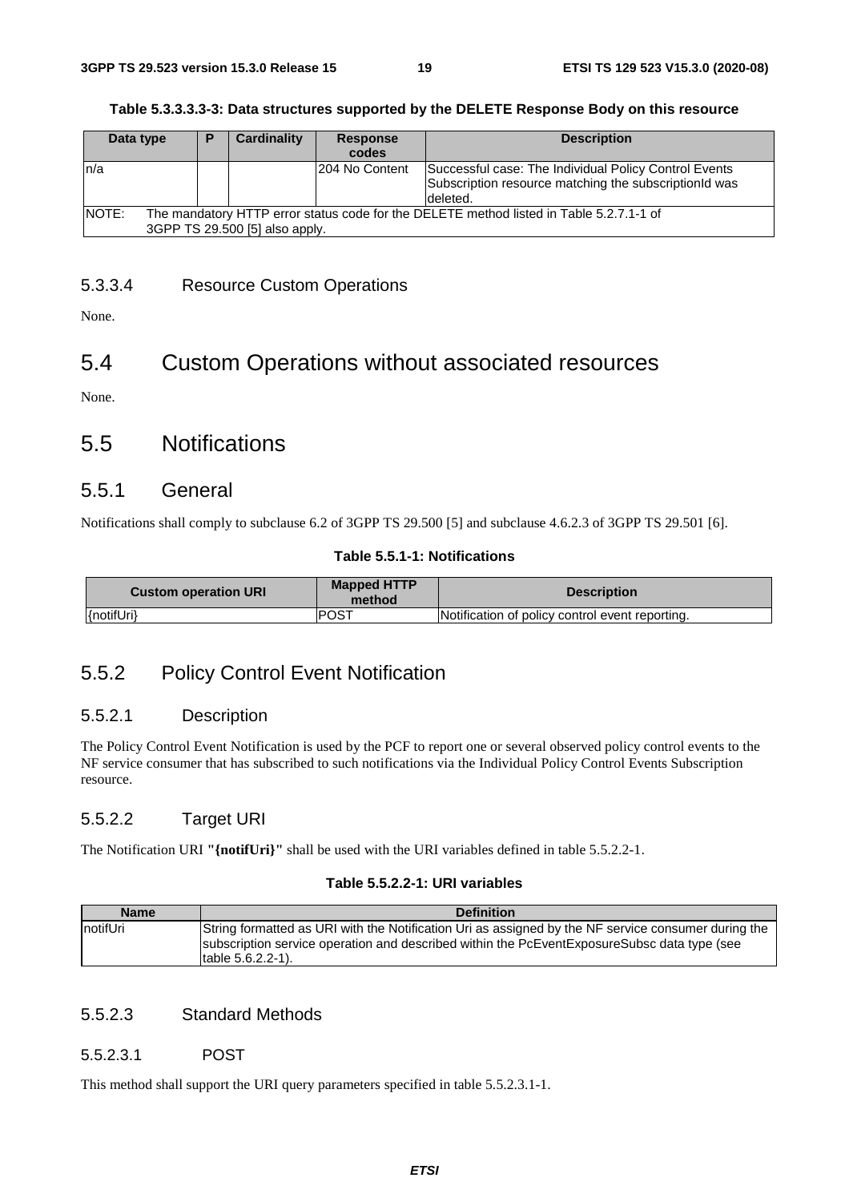**Table 5.3.3.3.3-3: Data structures supported by the DELETE Response Body on this resource**

| Data type | P | Cardinality | Response codes | Description |
|---|---|---|---|---|
| n/a | | | 204 No Content | Successful case: The Individual Policy Control Events Subscription resource matching the subscriptionId was deleted. |
| NOTE: The mandatory HTTP error status code for the DELETE method listed in Table 5.2.7.1-1 of 3GPP TS 29.500 [5] also apply. | | | | |

### 5.3.3.4 Resource Custom Operations

None.

## 5.4 Custom Operations without associated resources

None.

## 5.5 Notifications

### 5.5.1 General

Notifications shall comply to subclause 6.2 of 3GPP TS 29.500 [5] and subclause 4.6.2.3 of 3GPP TS 29.501 [6].

**Table 5.5.1-1: Notifications**

| Custom operation URI | Mapped HTTP method | Description |
|---|---|---|
| {notifUri} | POST | Notification of policy control event reporting. |

### 5.5.2 Policy Control Event Notification

#### 5.5.2.1 Description

The Policy Control Event Notification is used by the PCF to report one or several observed policy control events to the NF service consumer that has subscribed to such notifications via the Individual Policy Control Events Subscription resource.

#### 5.5.2.2 Target URI

The Notification URI **"{notifUri}"** shall be used with the URI variables defined in table 5.5.2.2-1.

**Table 5.5.2.2-1: URI variables**

| Name | Definition |
|---|---|
| notifUri | String formatted as URI with the Notification Uri as assigned by the NF service consumer during the subscription service operation and described within the PcEventExposureSubsc data type (see table 5.6.2.2-1). |

#### 5.5.2.3 Standard Methods

##### 5.5.2.3.1 POST

This method shall support the URI query parameters specified in table 5.5.2.3.1-1.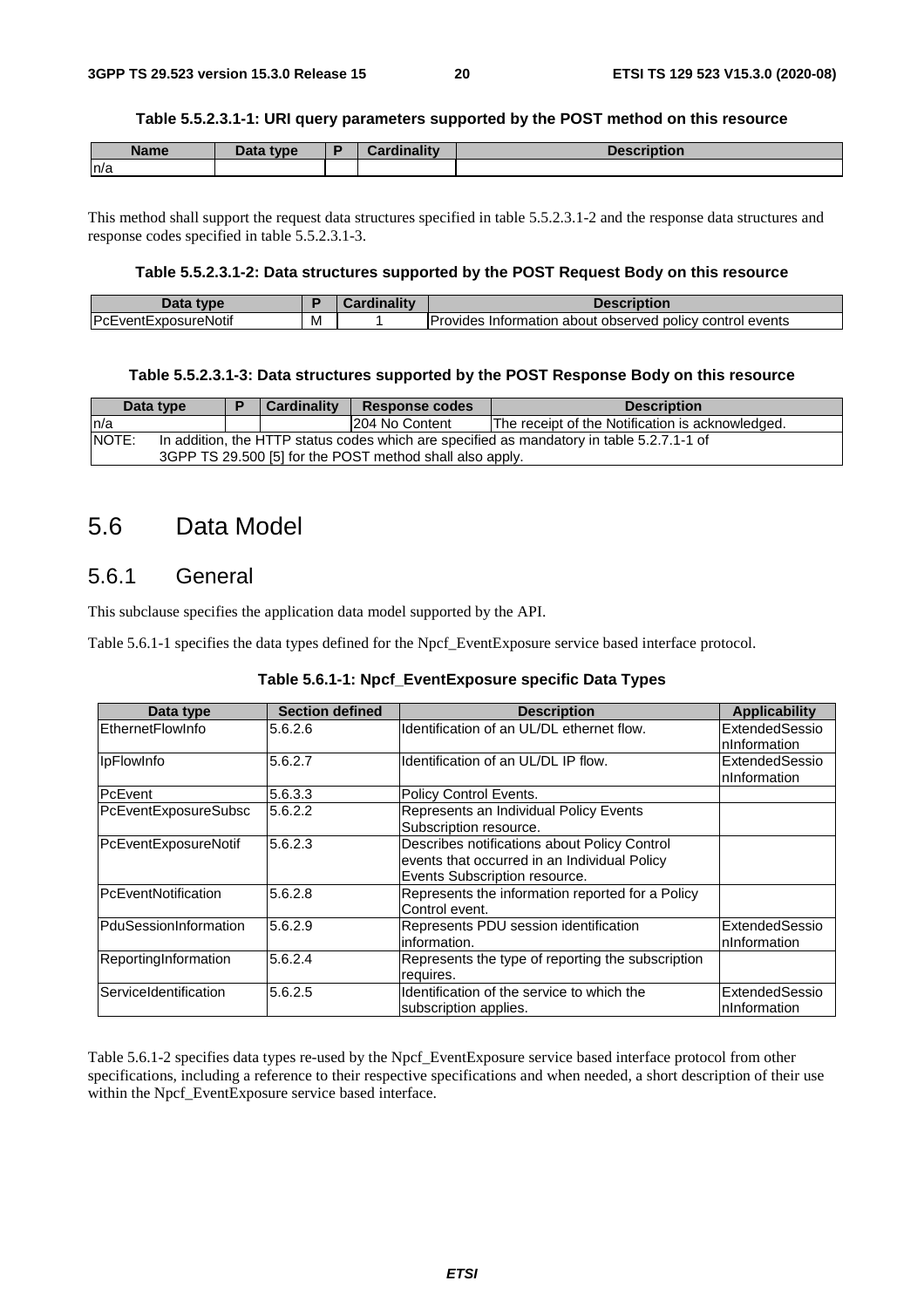**Table 5.5.2.3.1-1: URI query parameters supported by the POST method on this resource**

| Name | Data type | P | Cardinality | Description |
|---|---|---|---|---|
| n/a | | | | |

This method shall support the request data structures specified in table 5.5.2.3.1-2 and the response data structures and response codes specified in table 5.5.2.3.1-3.

**Table 5.5.2.3.1-2: Data structures supported by the POST Request Body on this resource**

| Data type | P | Cardinality | Description |
|---|---|---|---|
| PcEventExposureNotif | M | 1 | Provides Information about observed policy control events |

**Table 5.5.2.3.1-3: Data structures supported by the POST Response Body on this resource**

| Data type | P | Cardinality | Response codes | Description |
|---|---|---|---|---|
| n/a | | | 204 No Content | The receipt of the Notification is acknowledged. |
| NOTE: In addition, the HTTP status codes which are specified as mandatory in table 5.2.7.1-1 of 3GPP TS 29.500 [5] for the POST method shall also apply. | | | | |

# 5.6 Data Model

## 5.6.1 General

This subclause specifies the application data model supported by the API.

Table 5.6.1-1 specifies the data types defined for the Npcf_EventExposure service based interface protocol.

**Table 5.6.1-1: Npcf_EventExposure specific Data Types**

| Data type | Section defined | Description | Applicability |
|---|---|---|---|
| EthernetFlowInfo | 5.6.2.6 | Identification of an UL/DL ethernet flow. | ExtendedSessionInformation |
| IpFlowInfo | 5.6.2.7 | Identification of an UL/DL IP flow. | ExtendedSessionInformation |
| PcEvent | 5.6.3.3 | Policy Control Events. | |
| PcEventExposureSubsc | 5.6.2.2 | Represents an Individual Policy Events Subscription resource. | |
| PcEventExposureNotif | 5.6.2.3 | Describes notifications about Policy Control events that occurred in an Individual Policy Events Subscription resource. | |
| PcEventNotification | 5.6.2.8 | Represents the information reported for a Policy Control event. | |
| PduSessionInformation | 5.6.2.9 | Represents PDU session identification information. | ExtendedSessionInformation |
| ReportingInformation | 5.6.2.4 | Represents the type of reporting the subscription requires. | |
| ServiceIdentification | 5.6.2.5 | Identification of the service to which the subscription applies. | ExtendedSessionInformation |

Table 5.6.1-2 specifies data types re-used by the Npcf_EventExposure service based interface protocol from other specifications, including a reference to their respective specifications and when needed, a short description of their use within the Npcf_EventExposure service based interface.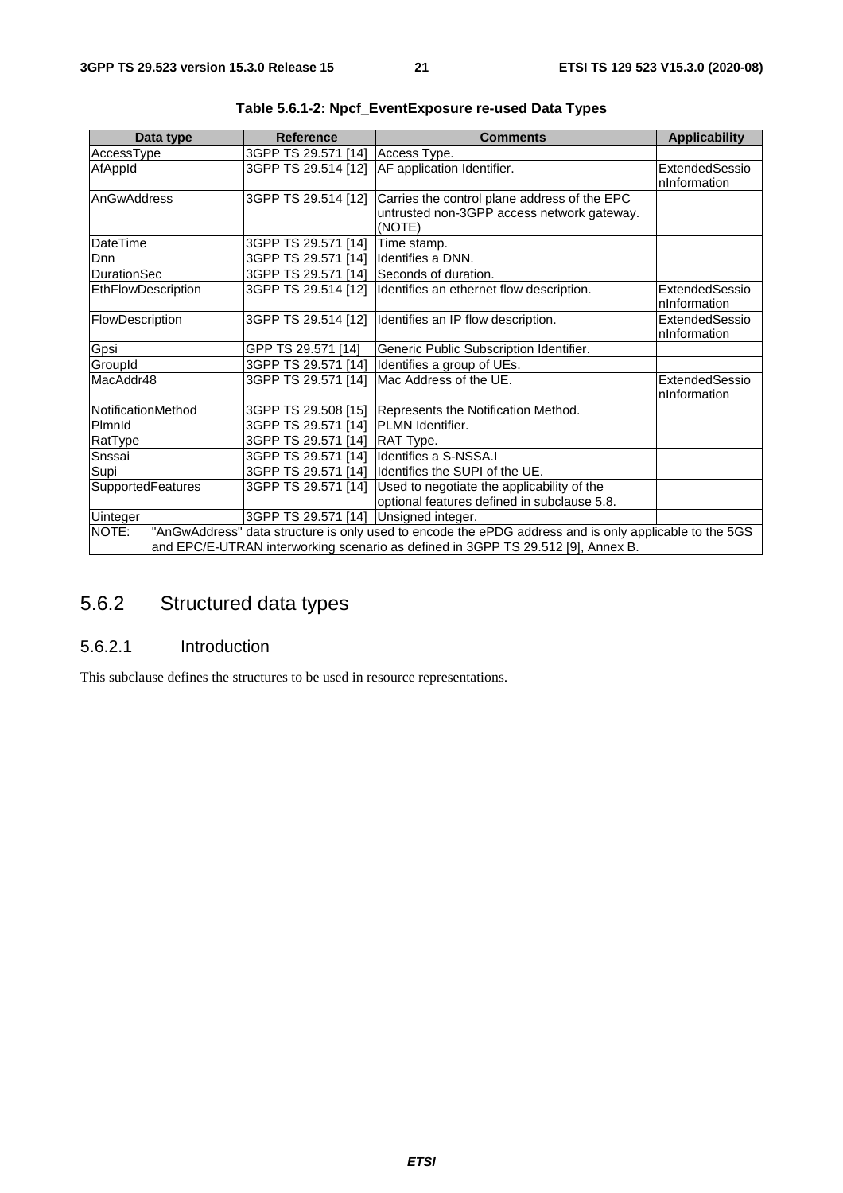**Table 5.6.1-2: Npcf_EventExposure re-used Data Types**

| Data type | Reference | Comments | Applicability |
|---|---|---|---|
| AccessType | 3GPP TS 29.571 [14] | Access Type. | |
| AfAppId | 3GPP TS 29.514 [12] | AF application Identifier. | ExtendedSessionInformation |
| AnGwAddress | 3GPP TS 29.514 [12] | Carries the control plane address of the EPC untrusted non-3GPP access network gateway. (NOTE) | |
| DateTime | 3GPP TS 29.571 [14] | Time stamp. | |
| Dnn | 3GPP TS 29.571 [14] | Identifies a DNN. | |
| DurationSec | 3GPP TS 29.571 [14] | Seconds of duration. | |
| EthFlowDescription | 3GPP TS 29.514 [12] | Identifies an ethernet flow description. | ExtendedSessionInformation |
| FlowDescription | 3GPP TS 29.514 [12] | Identifies an IP flow description. | ExtendedSessionInformation |
| Gpsi | GPP TS 29.571 [14] | Generic Public Subscription Identifier. | |
| GroupId | 3GPP TS 29.571 [14] | Identifies a group of UEs. | |
| MacAddr48 | 3GPP TS 29.571 [14] | Mac Address of the UE. | ExtendedSessionInformation |
| NotificationMethod | 3GPP TS 29.508 [15] | Represents the Notification Method. | |
| PlmnId | 3GPP TS 29.571 [14] | PLMN Identifier. | |
| RatType | 3GPP TS 29.571 [14] | RAT Type. | |
| Snssai | 3GPP TS 29.571 [14] | Identifies a S-NSSA.I | |
| Supi | 3GPP TS 29.571 [14] | Identifies the SUPI of the UE. | |
| SupportedFeatures | 3GPP TS 29.571 [14] | Used to negotiate the applicability of the optional features defined in subclause 5.8. | |
| Uinteger | 3GPP TS 29.571 [14] | Unsigned integer. | |
| NOTE: "AnGwAddress" data structure is only used to encode the ePDG address and is only applicable to the 5GS and EPC/E-UTRAN interworking scenario as defined in 3GPP TS 29.512 [9], Annex B. | | | |

## 5.6.2 Structured data types

### 5.6.2.1 Introduction

This subclause defines the structures to be used in resource representations.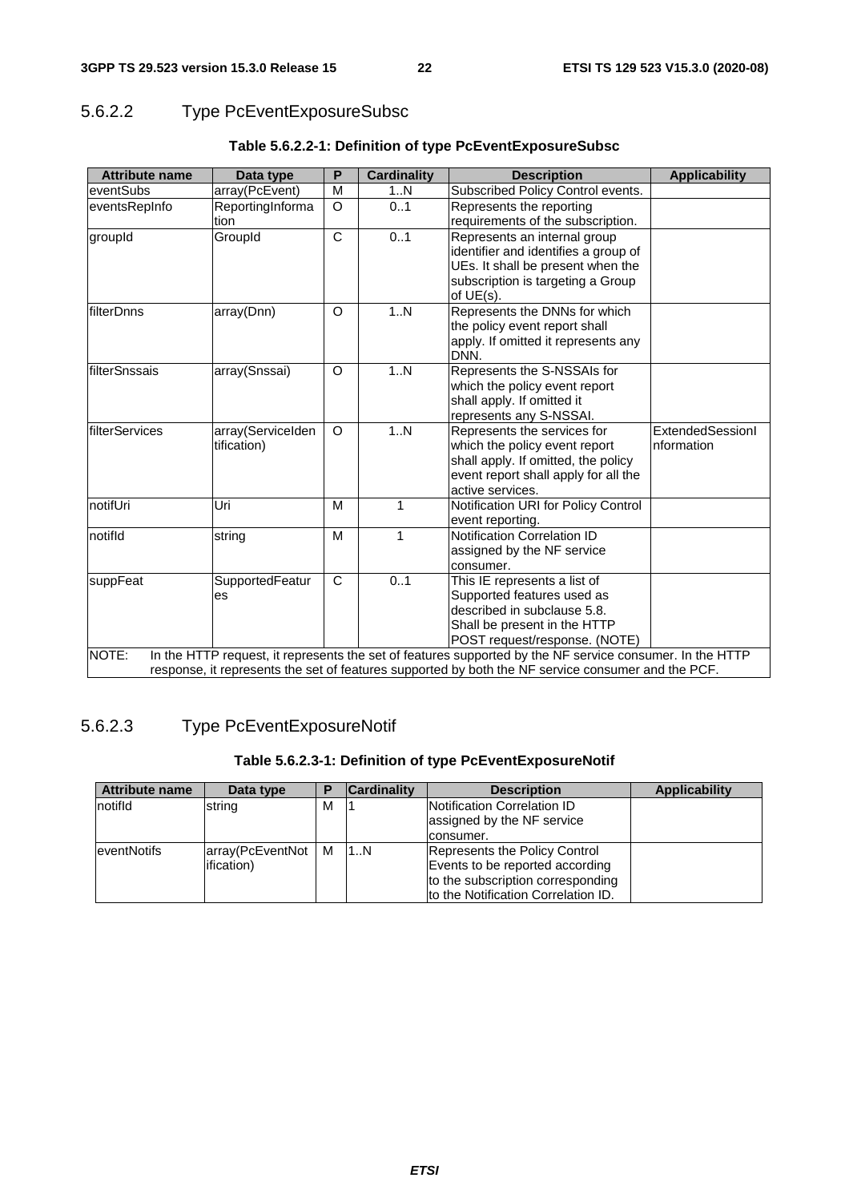### 5.6.2.2 Type PcEventExposureSubsc

**Table 5.6.2.2-1: Definition of type PcEventExposureSubsc**

| Attribute name | Data type | P | Cardinality | Description | Applicability |
|---|---|---|---|---|---|
| eventSubs | array(PcEvent) | M | 1..N | Subscribed Policy Control events. | |
| eventsRepInfo | ReportingInformation | O | 0..1 | Represents the reporting requirements of the subscription. | |
| groupId | GroupId | C | 0..1 | Represents an internal group identifier and identifies a group of UEs. It shall be present when the subscription is targeting a Group of UE(s). | |
| filterDnns | array(Dnn) | O | 1..N | Represents the DNNs for which the policy event report shall apply. If omitted it represents any DNN. | |
| filterSnssais | array(Snssai) | O | 1..N | Represents the S-NSSAIs for which the policy event report shall apply. If omitted it represents any S-NSSAI. | |
| filterServices | array(ServiceIdentification) | O | 1..N | Represents the services for which the policy event report shall apply. If omitted, the policy event report shall apply for all the active services. | ExtendedSessionInformation |
| notifUri | Uri | M | 1 | Notification URI for Policy Control event reporting. | |
| notifId | string | M | 1 | Notification Correlation ID assigned by the NF service consumer. | |
| suppFeat | SupportedFeatures | C | 0..1 | This IE represents a list of Supported features used as described in subclause 5.8. Shall be present in the HTTP POST request/response. (NOTE) | |
| NOTE: In the HTTP request, it represents the set of features supported by the NF service consumer. In the HTTP response, it represents the set of features supported by both the NF service consumer and the PCF. | | | | | |

### 5.6.2.3 Type PcEventExposureNotif

**Table 5.6.2.3-1: Definition of type PcEventExposureNotif**

| Attribute name | Data type | P | Cardinality | Description | Applicability |
|---|---|---|---|---|---|
| notifId | string | M | 1 | Notification Correlation ID assigned by the NF service consumer. | |
| eventNotifs | array(PcEventNotification) | M | 1..N | Represents the Policy Control Events to be reported according to the subscription corresponding to the Notification Correlation ID. | |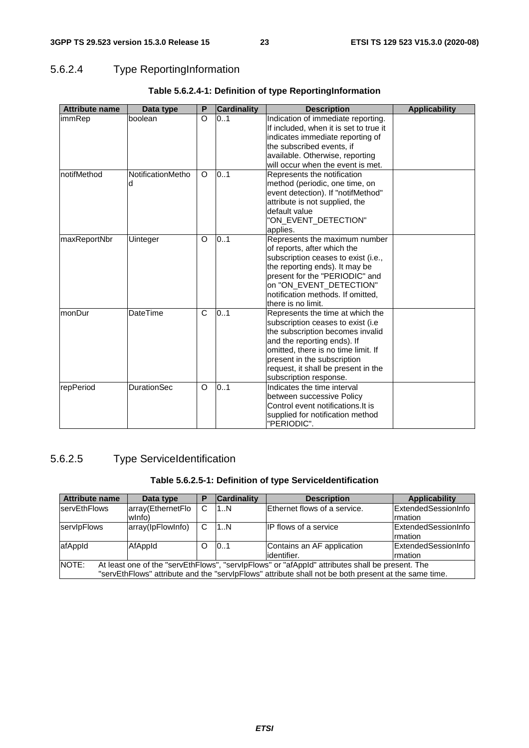### 5.6.2.4 Type ReportingInformation

**Table 5.6.2.4-1: Definition of type ReportingInformation**

| Attribute name | Data type | P | Cardinality | Description | Applicability |
|---|---|---|---|---|---|
| immRep | boolean | O | 0..1 | Indication of immediate reporting. If included, when it is set to true it indicates immediate reporting of the subscribed events, if available. Otherwise, reporting will occur when the event is met. | |
| notifMethod | NotificationMethod | O | 0..1 | Represents the notification method (periodic, one time, on event detection). If "notifMethod" attribute is not supplied, the default value "ON_EVENT_DETECTION" applies. | |
| maxReportNbr | Uinteger | O | 0..1 | Represents the maximum number of reports, after which the subscription ceases to exist (i.e., the reporting ends). It may be present for the "PERIODIC" and on "ON_EVENT_DETECTION" notification methods. If omitted, there is no limit. | |
| monDur | DateTime | C | 0..1 | Represents the time at which the subscription ceases to exist (i.e the subscription becomes invalid and the reporting ends). If omitted, there is no time limit. If present in the subscription request, it shall be present in the subscription response. | |
| repPeriod | DurationSec | O | 0..1 | Indicates the time interval between successive Policy Control event notifications.It is supplied for notification method "PERIODIC". | |

### 5.6.2.5 Type ServiceIdentification

**Table 5.6.2.5-1: Definition of type ServiceIdentification**

| Attribute name | Data type | P | Cardinality | Description | Applicability |
|---|---|---|---|---|---|
| servEthFlows | array(EthernetFlowInfo) | C | 1..N | Ethernet flows of a service. | ExtendedSessionInformation |
| servIpFlows | array(IpFlowInfo) | C | 1..N | IP flows of a service | ExtendedSessionInformation |
| afAppId | AfAppId | O | 0..1 | Contains an AF application identifier. | ExtendedSessionInformation |
| NOTE: At least one of the "servEthFlows", "servIpFlows" or "afAppId" attributes shall be present. The "servEthFlows" attribute and the "servIpFlows" attribute shall not be both present at the same time. | | | | | |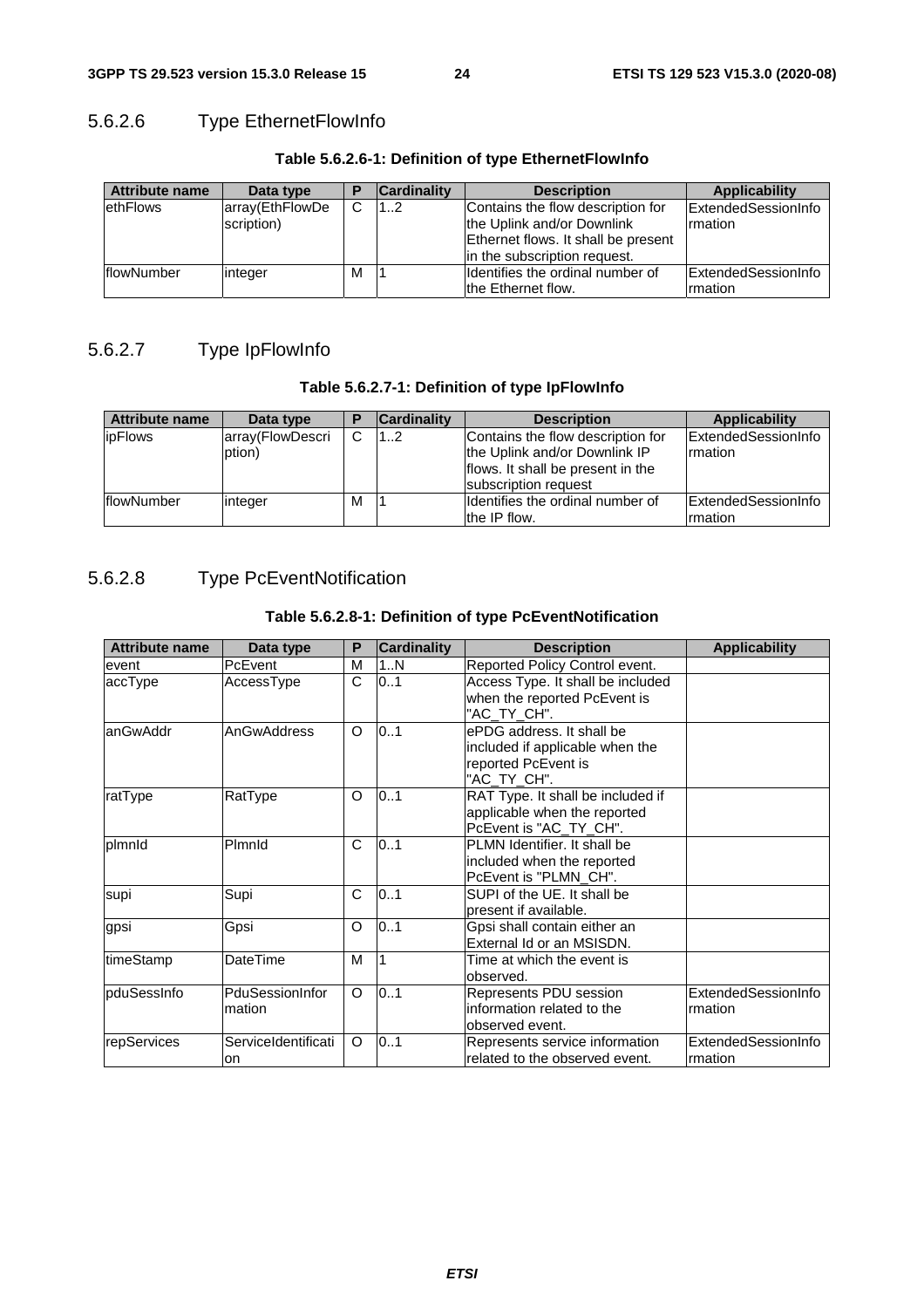### 5.6.2.6 Type EthernetFlowInfo

**Table 5.6.2.6-1: Definition of type EthernetFlowInfo**

| Attribute name | Data type | P | Cardinality | Description | Applicability |
|---|---|---|---|---|---|
| ethFlows | array(EthFlowDescription) | C | 1..2 | Contains the flow description for the Uplink and/or Downlink Ethernet flows. It shall be present in the subscription request. | ExtendedSessionInformation |
| flowNumber | integer | M | 1 | Identifies the ordinal number of the Ethernet flow. | ExtendedSessionInformation |

### 5.6.2.7 Type IpFlowInfo

**Table 5.6.2.7-1: Definition of type IpFlowInfo**

| Attribute name | Data type | P | Cardinality | Description | Applicability |
|---|---|---|---|---|---|
| ipFlows | array(FlowDescription) | C | 1..2 | Contains the flow description for the Uplink and/or Downlink IP flows. It shall be present in the subscription request | ExtendedSessionInformation |
| flowNumber | integer | M | 1 | Identifies the ordinal number of the IP flow. | ExtendedSessionInformation |

### 5.6.2.8 Type PcEventNotification

**Table 5.6.2.8-1: Definition of type PcEventNotification**

| Attribute name | Data type | P | Cardinality | Description | Applicability |
|---|---|---|---|---|---|
| event | PcEvent | M | 1..N | Reported Policy Control event. | |
| accType | AccessType | C | 0..1 | Access Type. It shall be included when the reported PcEvent is "AC_TY_CH". | |
| anGwAddr | AnGwAddress | O | 0..1 | ePDG address. It shall be included if applicable when the reported PcEvent is "AC_TY_CH". | |
| ratType | RatType | O | 0..1 | RAT Type. It shall be included if applicable when the reported PcEvent is "AC_TY_CH". | |
| plmnId | PlmnId | C | 0..1 | PLMN Identifier. It shall be included when the reported PcEvent is "PLMN_CH". | |
| supi | Supi | C | 0..1 | SUPI of the UE. It shall be present if available. | |
| gpsi | Gpsi | O | 0..1 | Gpsi shall contain either an External Id or an MSISDN. | |
| timeStamp | DateTime | M | 1 | Time at which the event is observed. | |
| pduSessInfo | PduSessionInformation | O | 0..1 | Represents PDU session information related to the observed event. | ExtendedSessionInformation |
| repServices | ServiceIdentification | O | 0..1 | Represents service information related to the observed event. | ExtendedSessionInformation |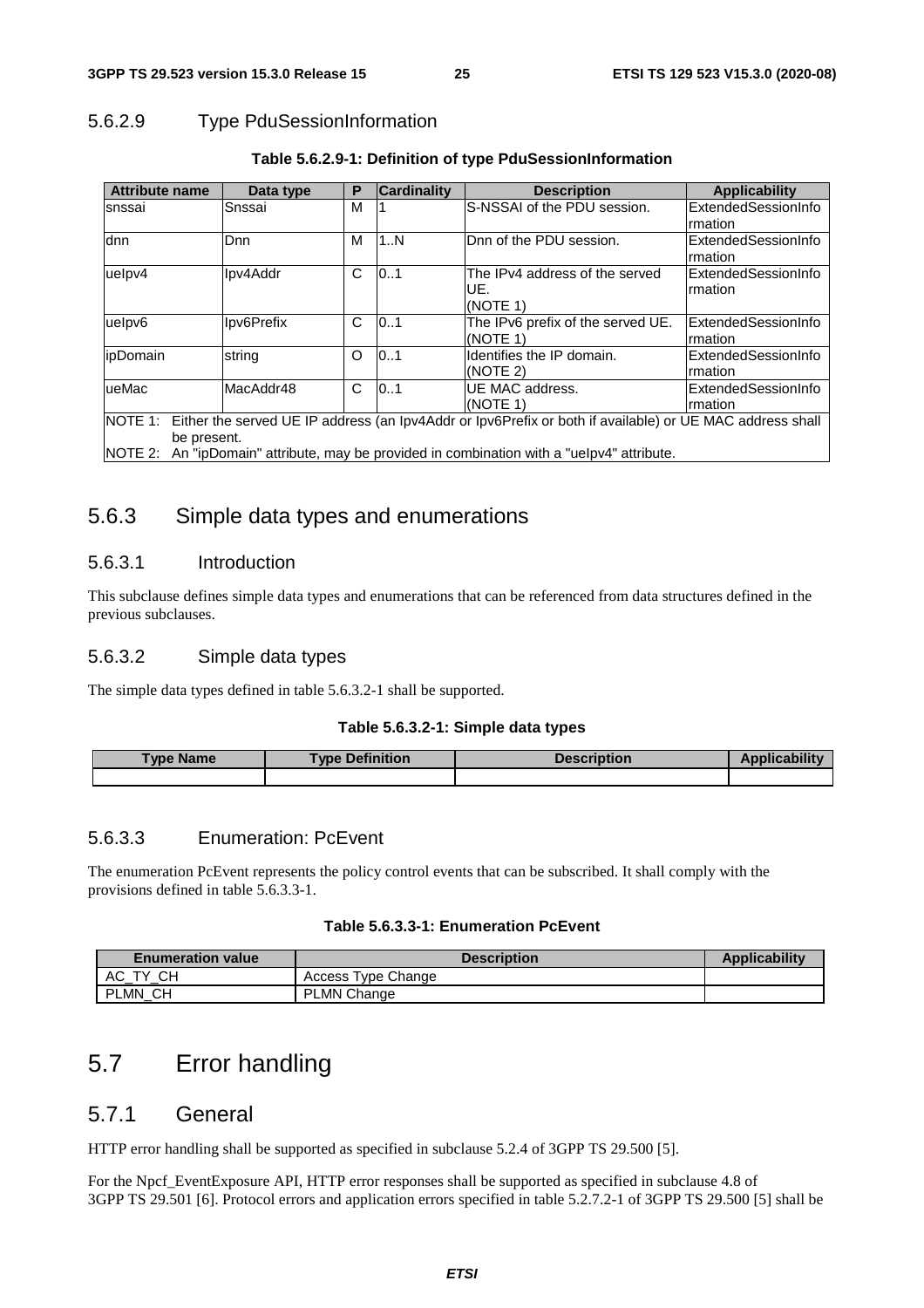### 5.6.2.9 Type PduSessionInformation

**Table 5.6.2.9-1: Definition of type PduSessionInformation**

| Attribute name | Data type | P | Cardinality | Description | Applicability |
|---|---|---|---|---|---|
| snssai | Snssai | M | 1 | S-NSSAI of the PDU session. | ExtendedSessionInformation |
| dnn | Dnn | M | 1..N | Dnn of the PDU session. | ExtendedSessionInformation |
| ueIpv4 | Ipv4Addr | C | 0..1 | The IPv4 address of the served UE. (NOTE 1) | ExtendedSessionInformation |
| ueIpv6 | Ipv6Prefix | C | 0..1 | The IPv6 prefix of the served UE. (NOTE 1) | ExtendedSessionInformation |
| ipDomain | string | O | 0..1 | Identifies the IP domain. (NOTE 2) | ExtendedSessionInformation |
| ueMac | MacAddr48 | C | 0..1 | UE MAC address. (NOTE 1) | ExtendedSessionInformation |
| NOTE 1: Either the served UE IP address (an Ipv4Addr or Ipv6Prefix or both if available) or UE MAC address shall be present. NOTE 2: An "ipDomain" attribute, may be provided in combination with a "ueIpv4" attribute. | | | | | |

## 5.6.3 Simple data types and enumerations

### 5.6.3.1 Introduction

This subclause defines simple data types and enumerations that can be referenced from data structures defined in the previous subclauses.

### 5.6.3.2 Simple data types

The simple data types defined in table 5.6.3.2-1 shall be supported.

**Table 5.6.3.2-1: Simple data types**

| Type Name | Type Definition | Description | Applicability |
|---|---|---|---|
| | | | |

### 5.6.3.3 Enumeration: PcEvent

The enumeration PcEvent represents the policy control events that can be subscribed. It shall comply with the provisions defined in table 5.6.3.3-1.

**Table 5.6.3.3-1: Enumeration PcEvent**

| Enumeration value | Description | Applicability |
|---|---|---|
| AC_TY_CH | Access Type Change | |
| PLMN_CH | PLMN Change | |

# 5.7 Error handling

## 5.7.1 General

HTTP error handling shall be supported as specified in subclause 5.2.4 of 3GPP TS 29.500 [5].

For the Npcf_EventExposure API, HTTP error responses shall be supported as specified in subclause 4.8 of 3GPP TS 29.501 [6]. Protocol errors and application errors specified in table 5.2.7.2-1 of 3GPP TS 29.500 [5] shall be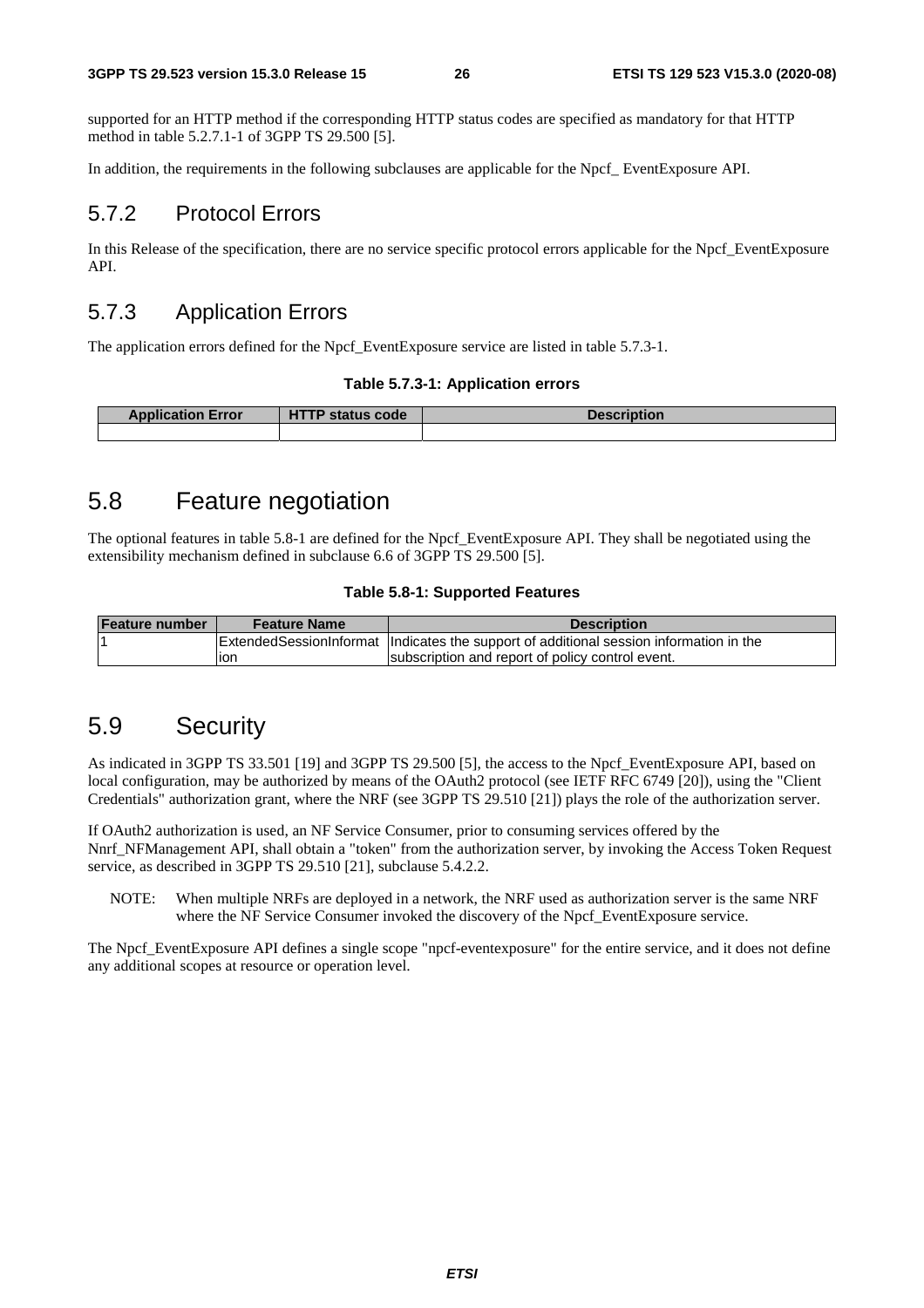supported for an HTTP method if the corresponding HTTP status codes are specified as mandatory for that HTTP method in table 5.2.7.1-1 of 3GPP TS 29.500 [5].

In addition, the requirements in the following subclauses are applicable for the Npcf_ EventExposure API.

### 5.7.2 Protocol Errors

In this Release of the specification, there are no service specific protocol errors applicable for the Npcf_EventExposure API.

### 5.7.3 Application Errors

The application errors defined for the Npcf_EventExposure service are listed in table 5.7.3-1.

**Table 5.7.3-1: Application errors**

| Application Error | HTTP status code | Description |
|---|---|---|
| | | |

## 5.8 Feature negotiation

The optional features in table 5.8-1 are defined for the Npcf_EventExposure API. They shall be negotiated using the extensibility mechanism defined in subclause 6.6 of 3GPP TS 29.500 [5].

**Table 5.8-1: Supported Features**

| Feature number | Feature Name | Description |
|---|---|---|
| 1 | ExtendedSessionInformation | Indicates the support of additional session information in the subscription and report of policy control event. |

## 5.9 Security

As indicated in 3GPP TS 33.501 [19] and 3GPP TS 29.500 [5], the access to the Npcf_EventExposure API, based on local configuration, may be authorized by means of the OAuth2 protocol (see IETF RFC 6749 [20]), using the "Client Credentials" authorization grant, where the NRF (see 3GPP TS 29.510 [21]) plays the role of the authorization server.

If OAuth2 authorization is used, an NF Service Consumer, prior to consuming services offered by the Nnrf_NFManagement API, shall obtain a "token" from the authorization server, by invoking the Access Token Request service, as described in 3GPP TS 29.510 [21], subclause 5.4.2.2.

NOTE: When multiple NRFs are deployed in a network, the NRF used as authorization server is the same NRF where the NF Service Consumer invoked the discovery of the Npcf_EventExposure service.

The Npcf_EventExposure API defines a single scope "npcf-eventexposure" for the entire service, and it does not define any additional scopes at resource or operation level.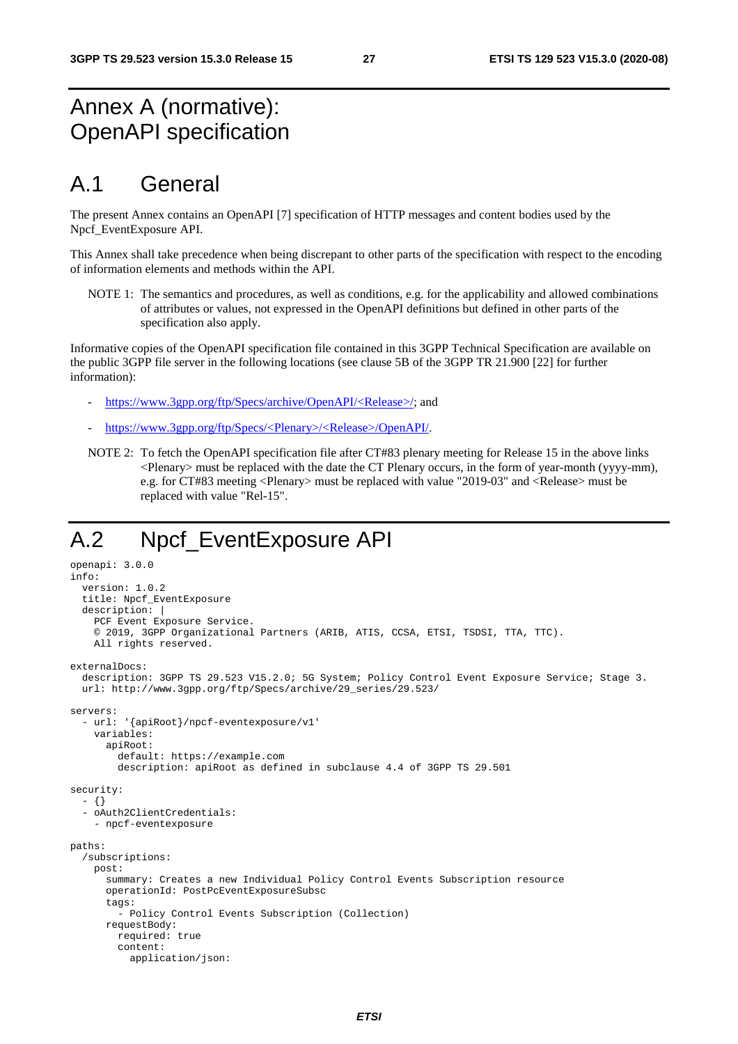# Annex A (normative): OpenAPI specification

# A.1 General

The present Annex contains an OpenAPI [7] specification of HTTP messages and content bodies used by the Npcf_EventExposure API.

This Annex shall take precedence when being discrepant to other parts of the specification with respect to the encoding of information elements and methods within the API.

NOTE 1: The semantics and procedures, as well as conditions, e.g. for the applicability and allowed combinations of attributes or values, not expressed in the OpenAPI definitions but defined in other parts of the specification also apply.

Informative copies of the OpenAPI specification file contained in this 3GPP Technical Specification are available on the public 3GPP file server in the following locations (see clause 5B of the 3GPP TR 21.900 [22] for further information):

- https://www.3gpp.org/ftp/Specs/archive/OpenAPI/<Release>/; and
- https://www.3gpp.org/ftp/Specs/<Plenary>/<Release>/OpenAPI/.

NOTE 2: To fetch the OpenAPI specification file after CT#83 plenary meeting for Release 15 in the above links <Plenary> must be replaced with the date the CT Plenary occurs, in the form of year-month (yyyy-mm), e.g. for CT#83 meeting <Plenary> must be replaced with value "2019-03" and <Release> must be replaced with value "Rel-15".

# A.2 Npcf_EventExposure API

```
openapi: 3.0.0
info:
  version: 1.0.2
  title: Npcf_EventExposure
  description: |
    PCF Event Exposure Service.
    © 2019, 3GPP Organizational Partners (ARIB, ATIS, CCSA, ETSI, TSDSI, TTA, TTC).
    All rights reserved.

externalDocs:
  description: 3GPP TS 29.523 V15.2.0; 5G System; Policy Control Event Exposure Service; Stage 3.
  url: http://www.3gpp.org/ftp/Specs/archive/29_series/29.523/

servers:
  - url: '{apiRoot}/npcf-eventexposure/v1'
    variables:
      apiRoot:
        default: https://example.com
        description: apiRoot as defined in subclause 4.4 of 3GPP TS 29.501

security:
  - {}
  - oAuth2ClientCredentials:
    - npcf-eventexposure

paths:
  /subscriptions:
    post:
      summary: Creates a new Individual Policy Control Events Subscription resource
      operationId: PostPcEventExposureSubsc
      tags:
        - Policy Control Events Subscription (Collection)
      requestBody:
        required: true
        content:
          application/json:
```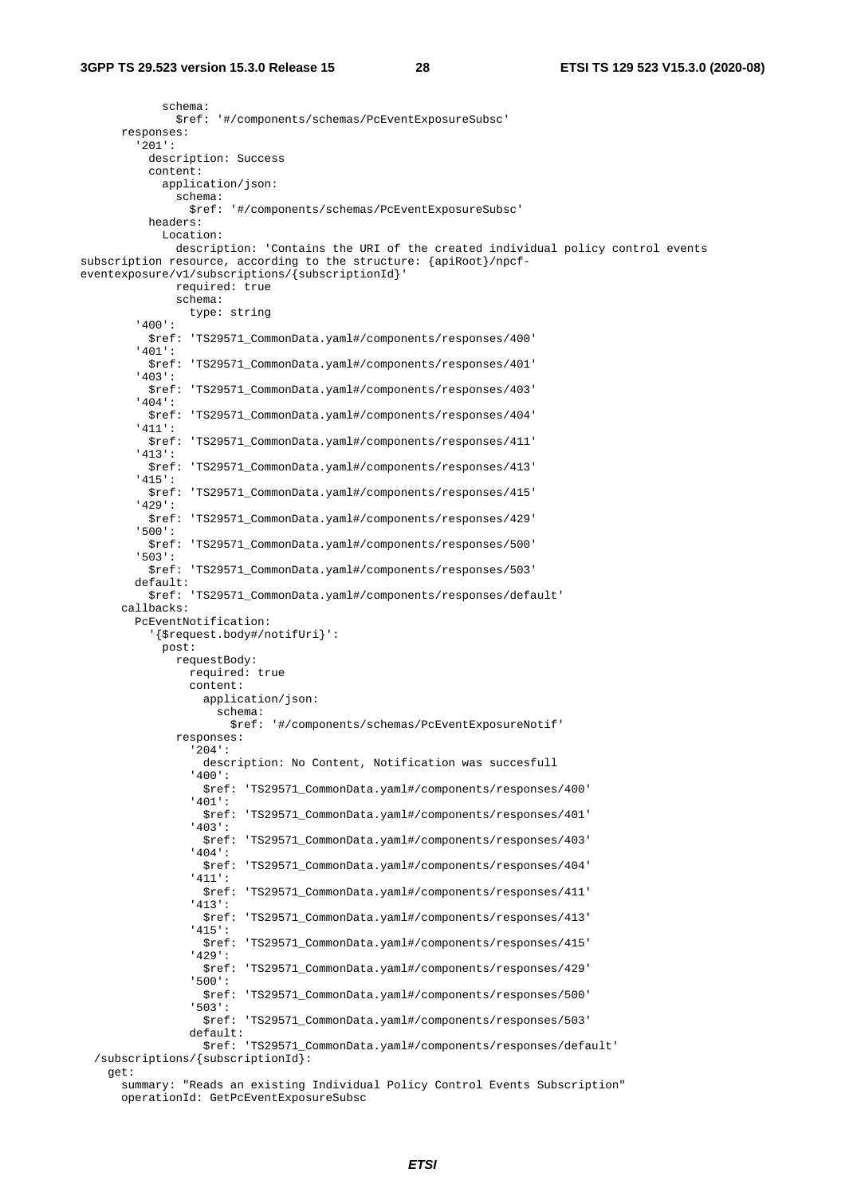```
            schema:
              $ref: '#/components/schemas/PcEventExposureSubsc'
      responses:
        '201':
          description: Success
          content:
            application/json:
              schema:
                $ref: '#/components/schemas/PcEventExposureSubsc'
          headers:
            Location:
              description: 'Contains the URI of the created individual policy control events
subscription resource, according to the structure: {apiRoot}/npcf-
eventexposure/v1/subscriptions/{subscriptionId}'
              required: true
              schema:
                type: string
        '400':
          $ref: 'TS29571_CommonData.yaml#/components/responses/400'
        '401':
          $ref: 'TS29571_CommonData.yaml#/components/responses/401'
        '403':
          $ref: 'TS29571_CommonData.yaml#/components/responses/403'
        '404':
          $ref: 'TS29571_CommonData.yaml#/components/responses/404'
        '411':
          $ref: 'TS29571_CommonData.yaml#/components/responses/411'
        '413':
          $ref: 'TS29571_CommonData.yaml#/components/responses/413'
        '415':
          $ref: 'TS29571_CommonData.yaml#/components/responses/415'
        '429':
          $ref: 'TS29571_CommonData.yaml#/components/responses/429'
        '500':
          $ref: 'TS29571_CommonData.yaml#/components/responses/500'
        '503':
          $ref: 'TS29571_CommonData.yaml#/components/responses/503'
        default:
          $ref: 'TS29571_CommonData.yaml#/components/responses/default'
      callbacks:
        PcEventNotification:
          '{$request.body#/notifUri}':
            post:
              requestBody:
                required: true
                content:
                  application/json:
                    schema:
                      $ref: '#/components/schemas/PcEventExposureNotif'
              responses:
                '204':
                  description: No Content, Notification was succesfull
                '400':
                  $ref: 'TS29571_CommonData.yaml#/components/responses/400'
                '401':
                  $ref: 'TS29571_CommonData.yaml#/components/responses/401'
                '403':
                  $ref: 'TS29571_CommonData.yaml#/components/responses/403'
                '404':
                  $ref: 'TS29571_CommonData.yaml#/components/responses/404'
                '411':
                  $ref: 'TS29571_CommonData.yaml#/components/responses/411'
                '413':
                  $ref: 'TS29571_CommonData.yaml#/components/responses/413'
                '415':
                  $ref: 'TS29571_CommonData.yaml#/components/responses/415'
                '429':
                  $ref: 'TS29571_CommonData.yaml#/components/responses/429'
                '500':
                  $ref: 'TS29571_CommonData.yaml#/components/responses/500'
                '503':
                  $ref: 'TS29571_CommonData.yaml#/components/responses/503'
                default:
                  $ref: 'TS29571_CommonData.yaml#/components/responses/default'
  /subscriptions/{subscriptionId}:
    get:
      summary: "Reads an existing Individual Policy Control Events Subscription"
      operationId: GetPcEventExposureSubsc
```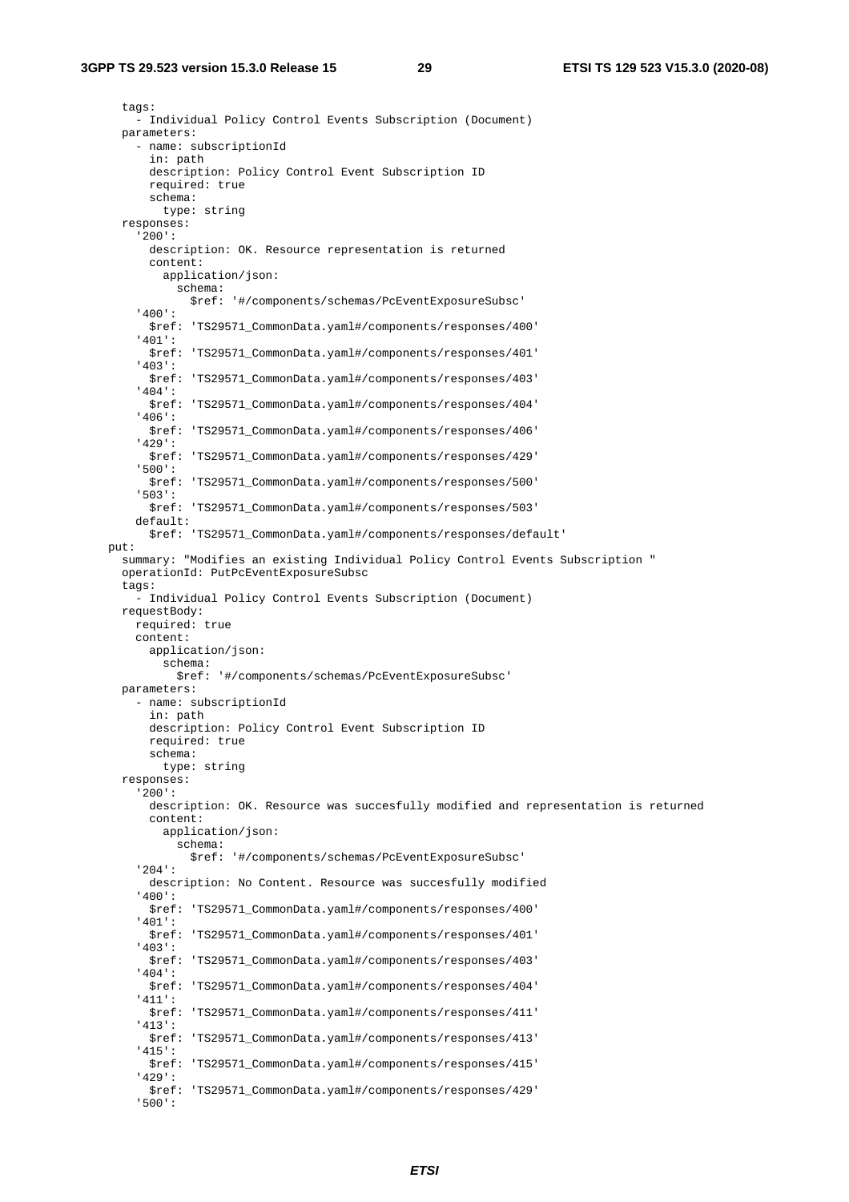```
      tags:
        - Individual Policy Control Events Subscription (Document)
      parameters:
        - name: subscriptionId
          in: path
          description: Policy Control Event Subscription ID
          required: true
          schema:
            type: string
      responses:
        '200':
          description: OK. Resource representation is returned
          content:
            application/json:
              schema:
                $ref: '#/components/schemas/PcEventExposureSubsc'
        '400':
          $ref: 'TS29571_CommonData.yaml#/components/responses/400'
        '401':
          $ref: 'TS29571_CommonData.yaml#/components/responses/401'
        '403':
          $ref: 'TS29571_CommonData.yaml#/components/responses/403'
        '404':
          $ref: 'TS29571_CommonData.yaml#/components/responses/404'
        '406':
          $ref: 'TS29571_CommonData.yaml#/components/responses/406'
        '429':
          $ref: 'TS29571_CommonData.yaml#/components/responses/429'
        '500':
          $ref: 'TS29571_CommonData.yaml#/components/responses/500'
        '503':
          $ref: 'TS29571_CommonData.yaml#/components/responses/503'
        default:
          $ref: 'TS29571_CommonData.yaml#/components/responses/default'
    put:
      summary: "Modifies an existing Individual Policy Control Events Subscription "
      operationId: PutPcEventExposureSubsc
      tags:
        - Individual Policy Control Events Subscription (Document)
      requestBody:
        required: true
        content:
          application/json:
            schema:
              $ref: '#/components/schemas/PcEventExposureSubsc'
      parameters:
        - name: subscriptionId
          in: path
          description: Policy Control Event Subscription ID
          required: true
          schema:
            type: string
      responses:
        '200':
          description: OK. Resource was succesfully modified and representation is returned
          content:
            application/json:
              schema:
                $ref: '#/components/schemas/PcEventExposureSubsc'
        '204':
          description: No Content. Resource was succesfully modified
        '400':
          $ref: 'TS29571_CommonData.yaml#/components/responses/400'
        '401':
          $ref: 'TS29571_CommonData.yaml#/components/responses/401'
        '403':
          $ref: 'TS29571_CommonData.yaml#/components/responses/403'
        '404':
          $ref: 'TS29571_CommonData.yaml#/components/responses/404'
        '411':
          $ref: 'TS29571_CommonData.yaml#/components/responses/411'
        '413':
          $ref: 'TS29571_CommonData.yaml#/components/responses/413'
        '415':
          $ref: 'TS29571_CommonData.yaml#/components/responses/415'
        '429':
          $ref: 'TS29571_CommonData.yaml#/components/responses/429'
        '500':
```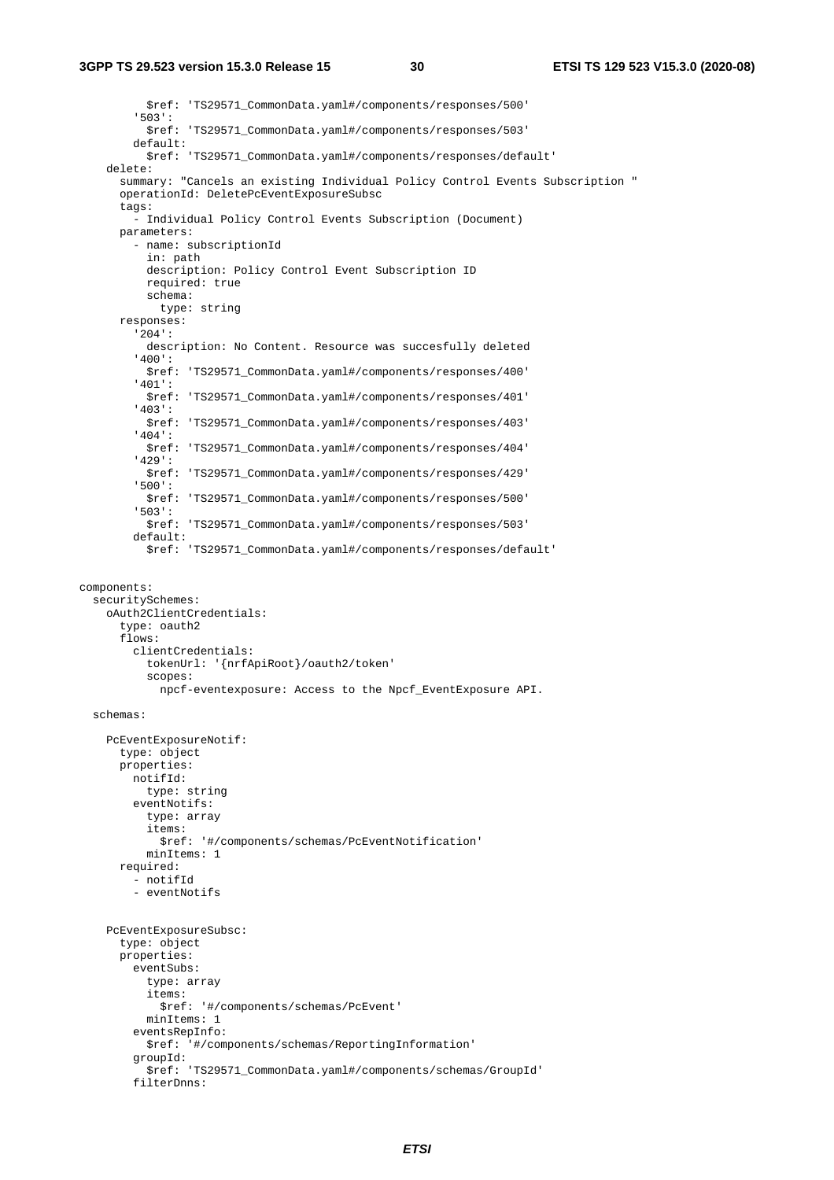```
          $ref: 'TS29571_CommonData.yaml#/components/responses/500'
        '503':
          $ref: 'TS29571_CommonData.yaml#/components/responses/503'
        default:
          $ref: 'TS29571_CommonData.yaml#/components/responses/default'
    delete:
      summary: "Cancels an existing Individual Policy Control Events Subscription "
      operationId: DeletePcEventExposureSubsc
      tags:
        - Individual Policy Control Events Subscription (Document)
      parameters:
        - name: subscriptionId
          in: path
          description: Policy Control Event Subscription ID
          required: true
          schema:
            type: string
      responses:
        '204':
          description: No Content. Resource was succesfully deleted
        '400':
          $ref: 'TS29571_CommonData.yaml#/components/responses/400'
        '401':
          $ref: 'TS29571_CommonData.yaml#/components/responses/401'
        '403':
          $ref: 'TS29571_CommonData.yaml#/components/responses/403'
        '404':
          $ref: 'TS29571_CommonData.yaml#/components/responses/404'
        '429':
          $ref: 'TS29571_CommonData.yaml#/components/responses/429'
        '500':
          $ref: 'TS29571_CommonData.yaml#/components/responses/500'
        '503':
          $ref: 'TS29571_CommonData.yaml#/components/responses/503'
        default:
          $ref: 'TS29571_CommonData.yaml#/components/responses/default'


components:
  securitySchemes:
    oAuth2ClientCredentials:
      type: oauth2
      flows:
        clientCredentials:
          tokenUrl: '{nrfApiRoot}/oauth2/token'
          scopes:
            npcf-eventexposure: Access to the Npcf_EventExposure API.

  schemas:

    PcEventExposureNotif:
      type: object
      properties:
        notifId:
          type: string
        eventNotifs:
          type: array
          items:
            $ref: '#/components/schemas/PcEventNotification'
          minItems: 1
      required:
        - notifId
        - eventNotifs


    PcEventExposureSubsc:
      type: object
      properties:
        eventSubs:
          type: array
          items:
            $ref: '#/components/schemas/PcEvent'
          minItems: 1
        eventsRepInfo:
          $ref: '#/components/schemas/ReportingInformation'
        groupId:
          $ref: 'TS29571_CommonData.yaml#/components/schemas/GroupId'
        filterDnns:
```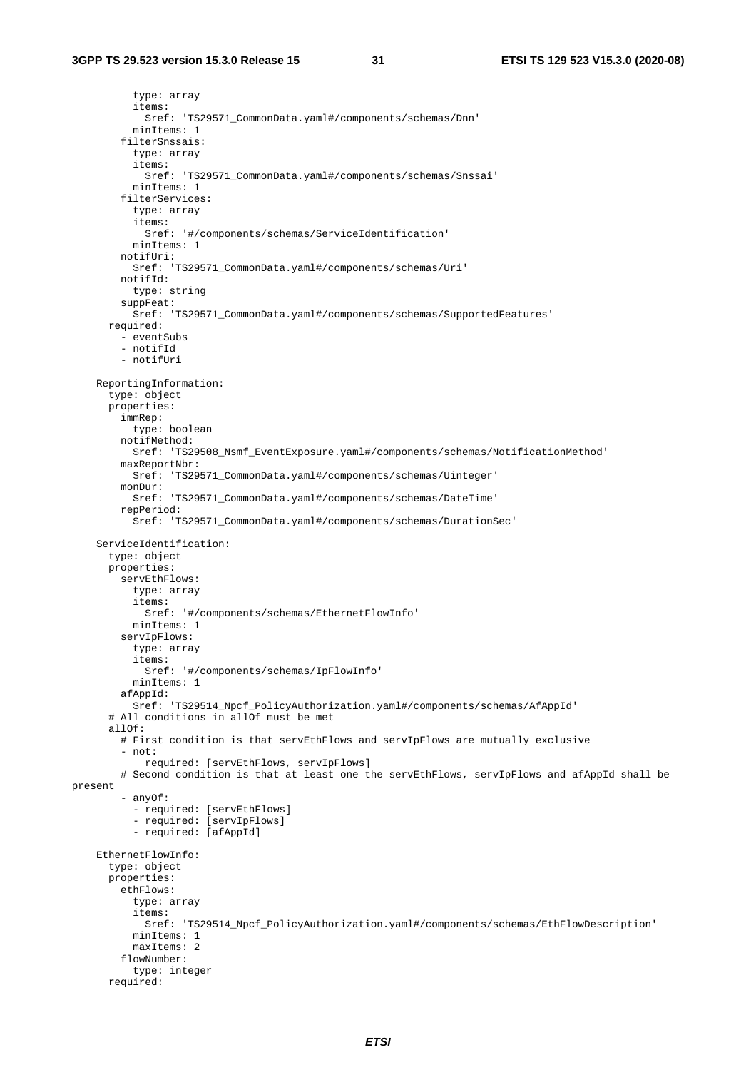```
          type: array
          items:
            $ref: 'TS29571_CommonData.yaml#/components/schemas/Dnn'
          minItems: 1
        filterSnssais:
          type: array
          items:
            $ref: 'TS29571_CommonData.yaml#/components/schemas/Snssai'
          minItems: 1
        filterServices:
          type: array
          items:
            $ref: '#/components/schemas/ServiceIdentification'
          minItems: 1
        notifUri:
          $ref: 'TS29571_CommonData.yaml#/components/schemas/Uri'
        notifId:
          type: string
        suppFeat:
          $ref: 'TS29571_CommonData.yaml#/components/schemas/SupportedFeatures'
      required:
        - eventSubs
        - notifId
        - notifUri

    ReportingInformation:
      type: object
      properties:
        immRep:
          type: boolean
        notifMethod:
          $ref: 'TS29508_Nsmf_EventExposure.yaml#/components/schemas/NotificationMethod'
        maxReportNbr:
          $ref: 'TS29571_CommonData.yaml#/components/schemas/Uinteger'
        monDur:
          $ref: 'TS29571_CommonData.yaml#/components/schemas/DateTime'
        repPeriod:
          $ref: 'TS29571_CommonData.yaml#/components/schemas/DurationSec'

    ServiceIdentification:
      type: object
      properties:
        servEthFlows:
          type: array
          items:
            $ref: '#/components/schemas/EthernetFlowInfo'
          minItems: 1
        servIpFlows:
          type: array
          items:
            $ref: '#/components/schemas/IpFlowInfo'
          minItems: 1
        afAppId:
          $ref: 'TS29514_Npcf_PolicyAuthorization.yaml#/components/schemas/AfAppId'
      # All conditions in allOf must be met
      allOf:
        # First condition is that servEthFlows and servIpFlows are mutually exclusive
        - not:
            required: [servEthFlows, servIpFlows]
        # Second condition is that at least one the servEthFlows, servIpFlows and afAppId shall be
present
        - anyOf:
          - required: [servEthFlows]
          - required: [servIpFlows]
          - required: [afAppId]

    EthernetFlowInfo:
      type: object
      properties:
        ethFlows:
          type: array
          items:
            $ref: 'TS29514_Npcf_PolicyAuthorization.yaml#/components/schemas/EthFlowDescription'
          minItems: 1
          maxItems: 2
        flowNumber:
          type: integer
      required:
```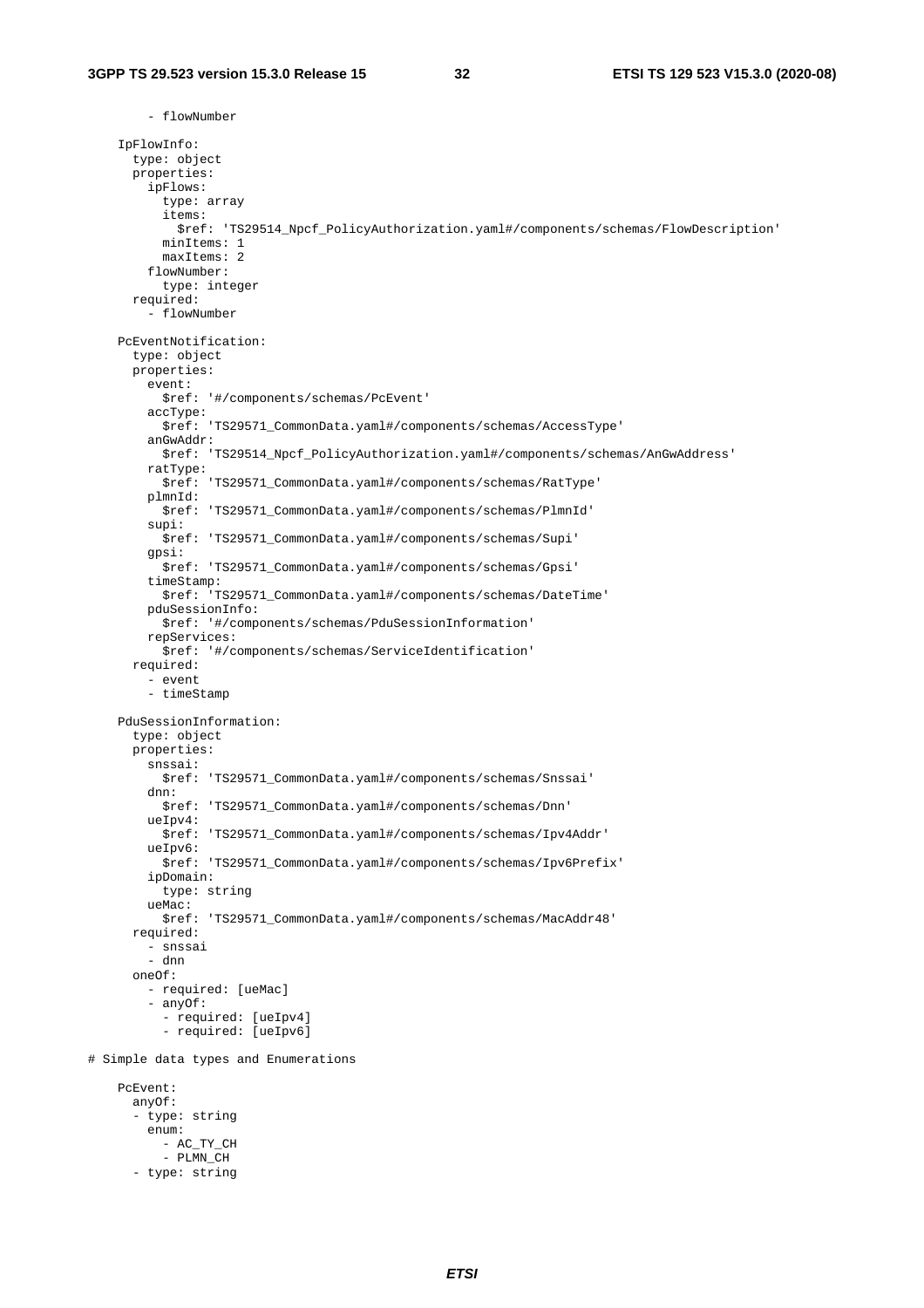```
        - flowNumber

    IpFlowInfo:
      type: object
      properties:
        ipFlows:
          type: array
          items:
            $ref: 'TS29514_Npcf_PolicyAuthorization.yaml#/components/schemas/FlowDescription'
          minItems: 1
          maxItems: 2
        flowNumber:
          type: integer
      required:
        - flowNumber

    PcEventNotification:
      type: object
      properties:
        event:
          $ref: '#/components/schemas/PcEvent'
        accType:
          $ref: 'TS29571_CommonData.yaml#/components/schemas/AccessType'
        anGwAddr:
          $ref: 'TS29514_Npcf_PolicyAuthorization.yaml#/components/schemas/AnGwAddress'
        ratType:
          $ref: 'TS29571_CommonData.yaml#/components/schemas/RatType'
        plmnId:
          $ref: 'TS29571_CommonData.yaml#/components/schemas/PlmnId'
        supi:
          $ref: 'TS29571_CommonData.yaml#/components/schemas/Supi'
        gpsi:
          $ref: 'TS29571_CommonData.yaml#/components/schemas/Gpsi'
        timeStamp:
          $ref: 'TS29571_CommonData.yaml#/components/schemas/DateTime'
        pduSessionInfo:
          $ref: '#/components/schemas/PduSessionInformation'
        repServices:
          $ref: '#/components/schemas/ServiceIdentification'
      required:
        - event
        - timeStamp

    PduSessionInformation:
      type: object
      properties:
        snssai:
          $ref: 'TS29571_CommonData.yaml#/components/schemas/Snssai'
        dnn:
          $ref: 'TS29571_CommonData.yaml#/components/schemas/Dnn'
        ueIpv4:
          $ref: 'TS29571_CommonData.yaml#/components/schemas/Ipv4Addr'
        ueIpv6:
          $ref: 'TS29571_CommonData.yaml#/components/schemas/Ipv6Prefix'
        ipDomain:
          type: string
        ueMac:
          $ref: 'TS29571_CommonData.yaml#/components/schemas/MacAddr48'
      required:
        - snssai
        - dnn
      oneOf:
        - required: [ueMac]
        - anyOf:
          - required: [ueIpv4]
          - required: [ueIpv6]

# Simple data types and Enumerations

    PcEvent:
      anyOf:
      - type: string
        enum:
          - AC_TY_CH
          - PLMN_CH
      - type: string
```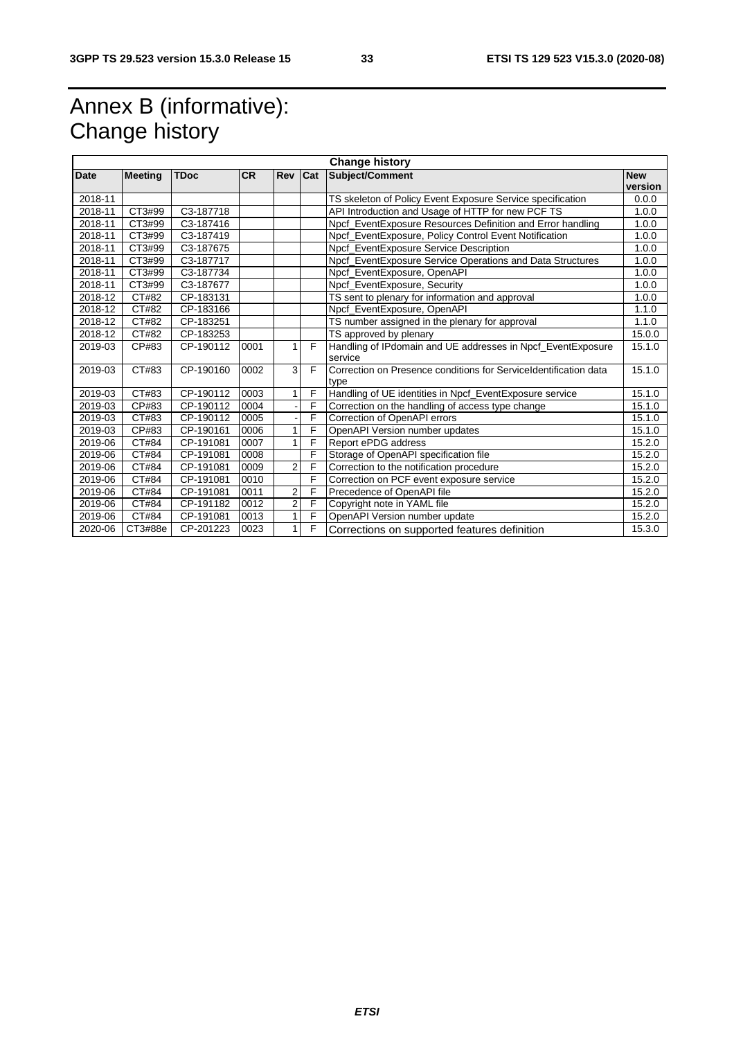# Annex B (informative): Change history

| Change history | | | | | | | |
|---|---|---|---|---|---|---|---|
| **Date** | **Meeting** | **TDoc** | **CR** | **Rev** | **Cat** | **Subject/Comment** | **New version** |
| 2018-11 | | | | | | TS skeleton of Policy Event Exposure Service specification | 0.0.0 |
| 2018-11 | CT3#99 | C3-187718 | | | | API Introduction and Usage of HTTP for new PCF TS | 1.0.0 |
| 2018-11 | CT3#99 | C3-187416 | | | | Npcf_EventExposure Resources Definition and Error handling | 1.0.0 |
| 2018-11 | CT3#99 | C3-187419 | | | | Npcf_EventExposure, Policy Control Event Notification | 1.0.0 |
| 2018-11 | CT3#99 | C3-187675 | | | | Npcf_EventExposure Service Description | 1.0.0 |
| 2018-11 | CT3#99 | C3-187717 | | | | Npcf_EventExposure Service Operations and Data Structures | 1.0.0 |
| 2018-11 | CT3#99 | C3-187734 | | | | Npcf_EventExposure, OpenAPI | 1.0.0 |
| 2018-11 | CT3#99 | C3-187677 | | | | Npcf_EventExposure, Security | 1.0.0 |
| 2018-12 | CT#82 | CP-183131 | | | | TS sent to plenary for information and approval | 1.0.0 |
| 2018-12 | CT#82 | CP-183166 | | | | Npcf_EventExposure, OpenAPI | 1.1.0 |
| 2018-12 | CT#82 | CP-183251 | | | | TS number assigned in the plenary for approval | 1.1.0 |
| 2018-12 | CT#82 | CP-183253 | | | | TS approved by plenary | 15.0.0 |
| 2019-03 | CP#83 | CP-190112 | 0001 | 1 | F | Handling of IPdomain and UE addresses in Npcf_EventExposure service | 15.1.0 |
| 2019-03 | CT#83 | CP-190160 | 0002 | 3 | F | Correction on Presence conditions for ServiceIdentification data type | 15.1.0 |
| 2019-03 | CT#83 | CP-190112 | 0003 | 1 | F | Handling of UE identities in Npcf_EventExposure service | 15.1.0 |
| 2019-03 | CP#83 | CP-190112 | 0004 | - | F | Correction on the handling of access type change | 15.1.0 |
| 2019-03 | CT#83 | CP-190112 | 0005 | - | F | Correction of OpenAPI errors | 15.1.0 |
| 2019-03 | CP#83 | CP-190161 | 0006 | 1 | F | OpenAPI Version number updates | 15.1.0 |
| 2019-06 | CT#84 | CP-191081 | 0007 | 1 | F | Report ePDG address | 15.2.0 |
| 2019-06 | CT#84 | CP-191081 | 0008 | | F | Storage of OpenAPI specification file | 15.2.0 |
| 2019-06 | CT#84 | CP-191081 | 0009 | 2 | F | Correction to the notification procedure | 15.2.0 |
| 2019-06 | CT#84 | CP-191081 | 0010 | | F | Correction on PCF event exposure service | 15.2.0 |
| 2019-06 | CT#84 | CP-191081 | 0011 | 2 | F | Precedence of OpenAPI file | 15.2.0 |
| 2019-06 | CT#84 | CP-191182 | 0012 | 2 | F | Copyright note in YAML file | 15.2.0 |
| 2019-06 | CT#84 | CP-191081 | 0013 | 1 | F | OpenAPI Version number update | 15.2.0 |
| 2020-06 | CT3#88e | CP-201223 | 0023 | 1 | F | Corrections on supported features definition | 15.3.0 |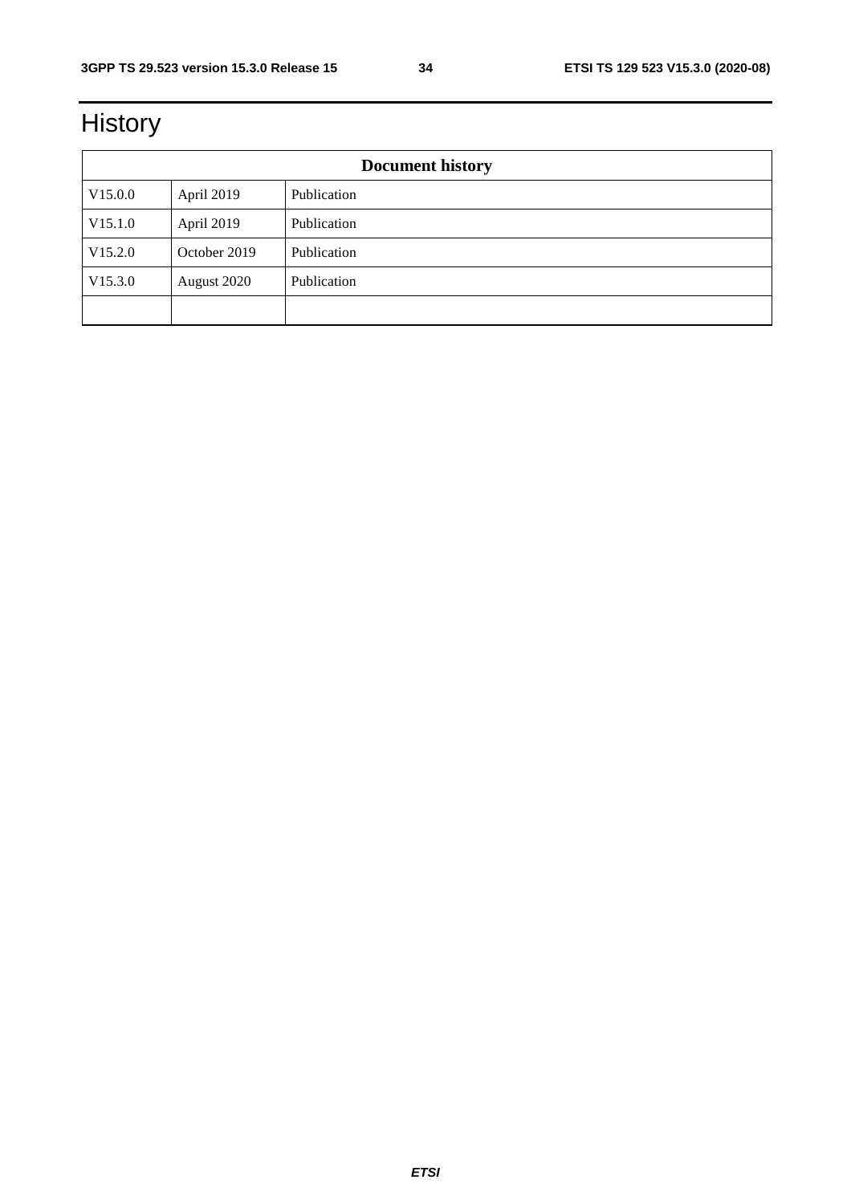# History

| Document history | | |
|---|---|---|
| V15.0.0 | April 2019 | Publication |
| V15.1.0 | April 2019 | Publication |
| V15.2.0 | October 2019 | Publication |
| V15.3.0 | August 2020 | Publication |
| | | |